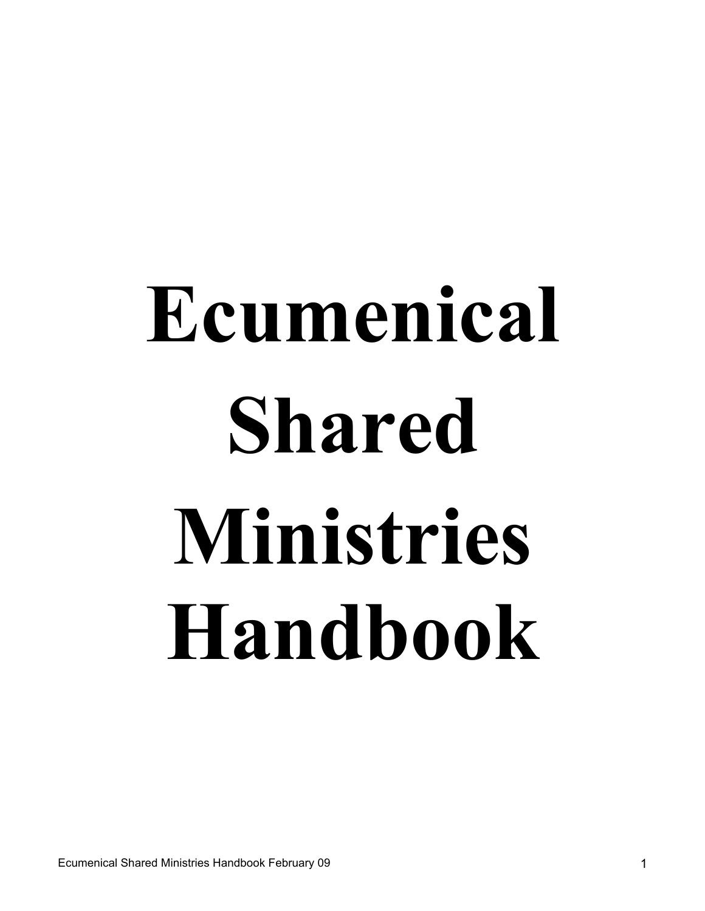# Ecumenical Shared Ministries Handbook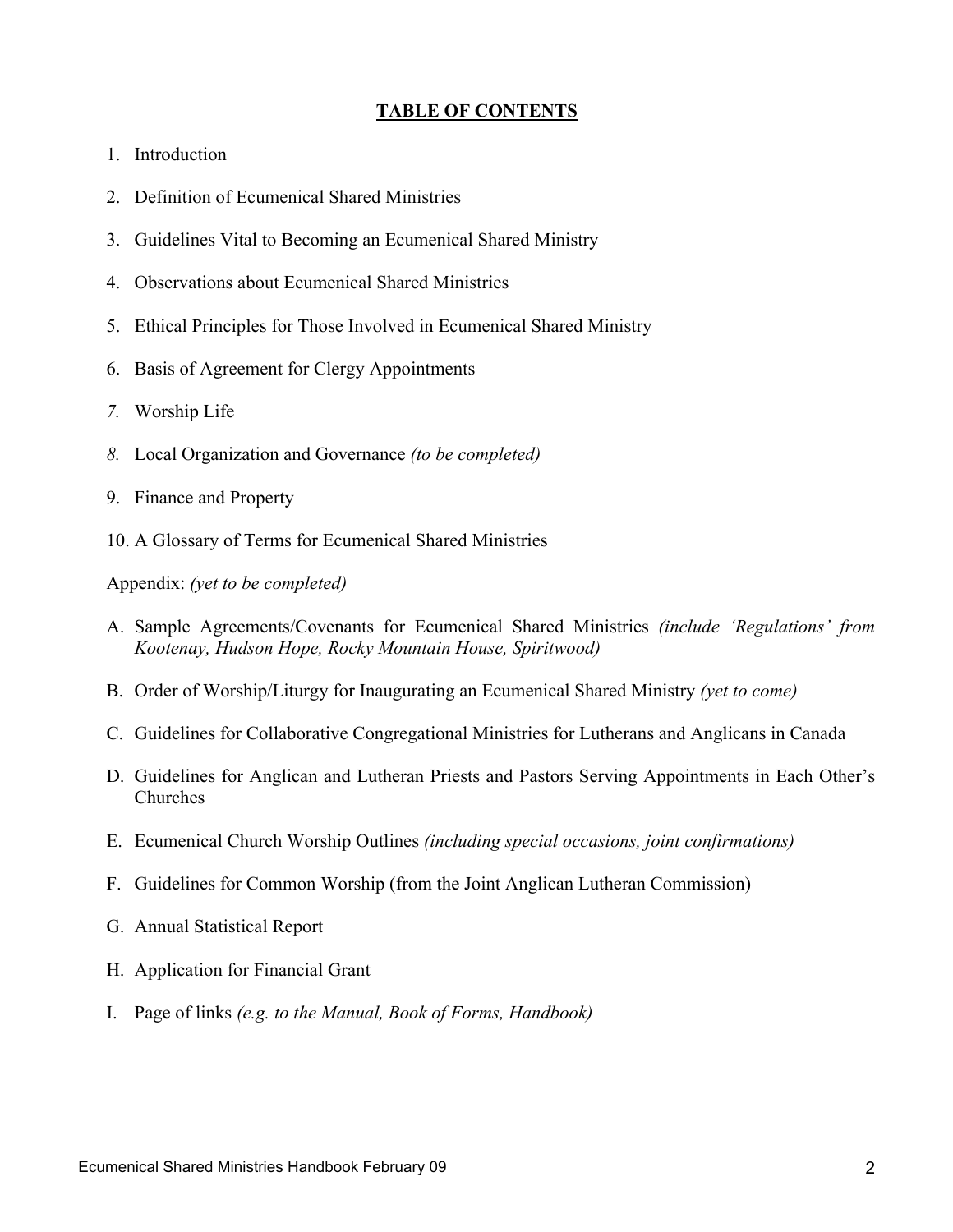## TABLE OF CONTENTS

1. Introduction
2. Definition of Ecumenical Shared Ministries
3. Guidelines Vital to Becoming an Ecumenical Shared Ministry
4. Observations about Ecumenical Shared Ministries
5. Ethical Principles for Those Involved in Ecumenical Shared Ministry
6. Basis of Agreement for Clergy Appointments
7. Worship Life
8. Local Organization and Governance *(to be completed)*
9. Finance and Property
10. A Glossary of Terms for Ecumenical Shared Ministries

Appendix: *(yet to be completed)*

A. Sample Agreements/Covenants for Ecumenical Shared Ministries *(include 'Regulations' from Kootenay, Hudson Hope, Rocky Mountain House, Spiritwood)*
B. Order of Worship/Liturgy for Inaugurating an Ecumenical Shared Ministry *(yet to come)*
C. Guidelines for Collaborative Congregational Ministries for Lutherans and Anglicans in Canada
D. Guidelines for Anglican and Lutheran Priests and Pastors Serving Appointments in Each Other's Churches
E. Ecumenical Church Worship Outlines *(including special occasions, joint confirmations)*
F. Guidelines for Common Worship (from the Joint Anglican Lutheran Commission)
G. Annual Statistical Report
H. Application for Financial Grant
I. Page of links *(e.g. to the Manual, Book of Forms, Handbook)*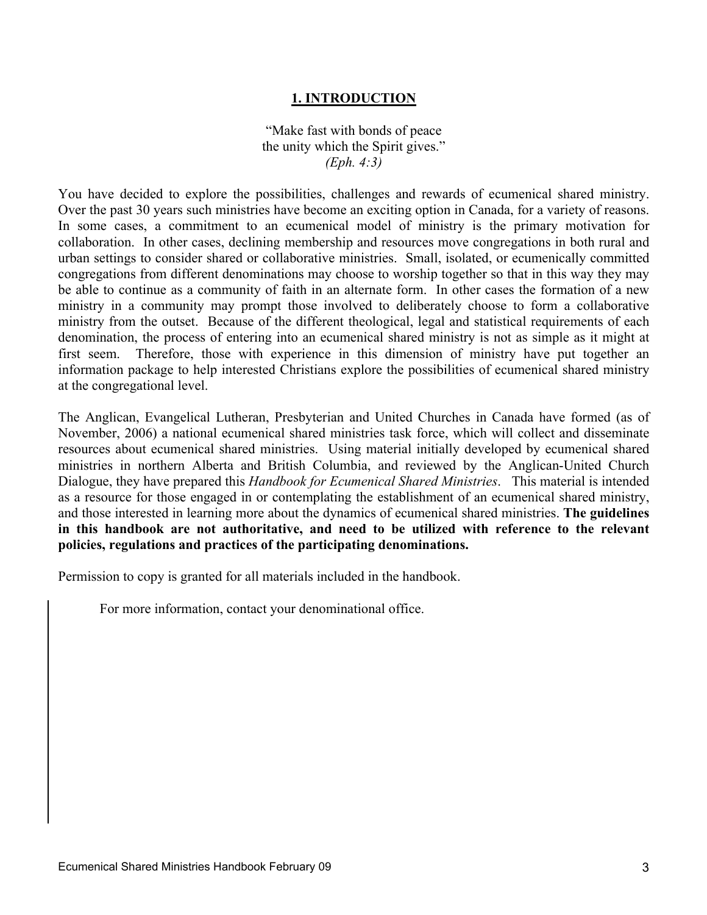# 1. INTRODUCTION

"Make fast with bonds of peace  
the unity which the Spirit gives."  
*(Eph. 4:3)*

You have decided to explore the possibilities, challenges and rewards of ecumenical shared ministry. Over the past 30 years such ministries have become an exciting option in Canada, for a variety of reasons. In some cases, a commitment to an ecumenical model of ministry is the primary motivation for collaboration. In other cases, declining membership and resources move congregations in both rural and urban settings to consider shared or collaborative ministries. Small, isolated, or ecumenically committed congregations from different denominations may choose to worship together so that in this way they may be able to continue as a community of faith in an alternate form. In other cases the formation of a new ministry in a community may prompt those involved to deliberately choose to form a collaborative ministry from the outset. Because of the different theological, legal and statistical requirements of each denomination, the process of entering into an ecumenical shared ministry is not as simple as it might at first seem. Therefore, those with experience in this dimension of ministry have put together an information package to help interested Christians explore the possibilities of ecumenical shared ministry at the congregational level.

The Anglican, Evangelical Lutheran, Presbyterian and United Churches in Canada have formed (as of November, 2006) a national ecumenical shared ministries task force, which will collect and disseminate resources about ecumenical shared ministries. Using material initially developed by ecumenical shared ministries in northern Alberta and British Columbia, and reviewed by the Anglican-United Church Dialogue, they have prepared this *Handbook for Ecumenical Shared Ministries*. This material is intended as a resource for those engaged in or contemplating the establishment of an ecumenical shared ministry, and those interested in learning more about the dynamics of ecumenical shared ministries. **The guidelines in this handbook are not authoritative, and need to be utilized with reference to the relevant policies, regulations and practices of the participating denominations.**

Permission to copy is granted for all materials included in the handbook.

For more information, contact your denominational office.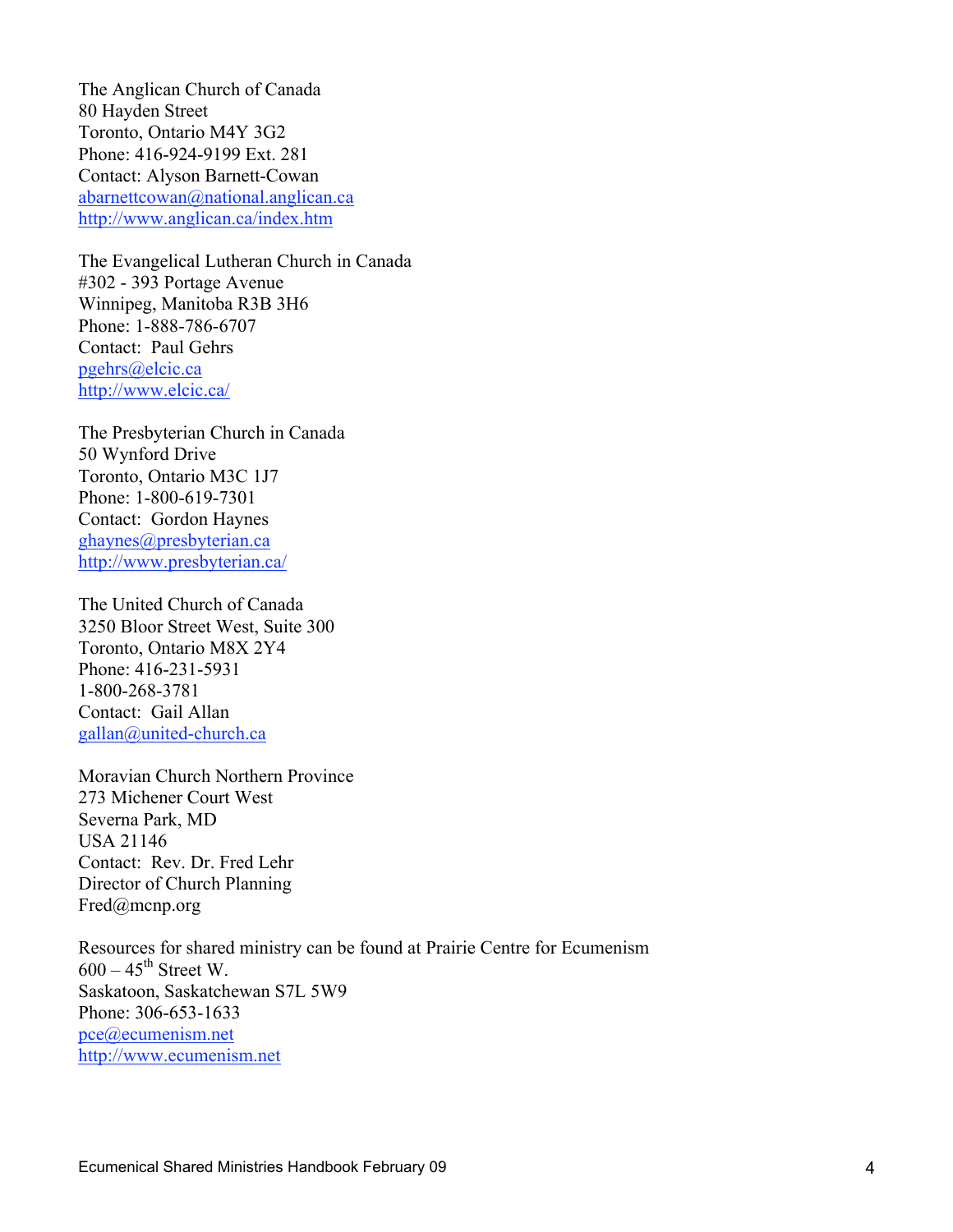The Anglican Church of Canada
80 Hayden Street
Toronto, Ontario M4Y 3G2
Phone: 416-924-9199 Ext. 281
Contact: Alyson Barnett-Cowan
abarnettcowan@national.anglican.ca
http://www.anglican.ca/index.htm

The Evangelical Lutheran Church in Canada
#302 - 393 Portage Avenue
Winnipeg, Manitoba R3B 3H6
Phone: 1-888-786-6707
Contact: Paul Gehrs
pgehrs@elcic.ca
http://www.elcic.ca/

The Presbyterian Church in Canada
50 Wynford Drive
Toronto, Ontario M3C 1J7
Phone: 1-800-619-7301
Contact: Gordon Haynes
ghaynes@presbyterian.ca
http://www.presbyterian.ca/

The United Church of Canada
3250 Bloor Street West, Suite 300
Toronto, Ontario M8X 2Y4
Phone: 416-231-5931
1-800-268-3781
Contact: Gail Allan
gallan@united-church.ca

Moravian Church Northern Province
273 Michener Court West
Severna Park, MD
USA 21146
Contact: Rev. Dr. Fred Lehr
Director of Church Planning
Fred@mcnp.org

Resources for shared ministry can be found at Prairie Centre for Ecumenism
600 – 45th Street W.
Saskatoon, Saskatchewan S7L 5W9
Phone: 306-653-1633
pce@ecumenism.net
http://www.ecumenism.net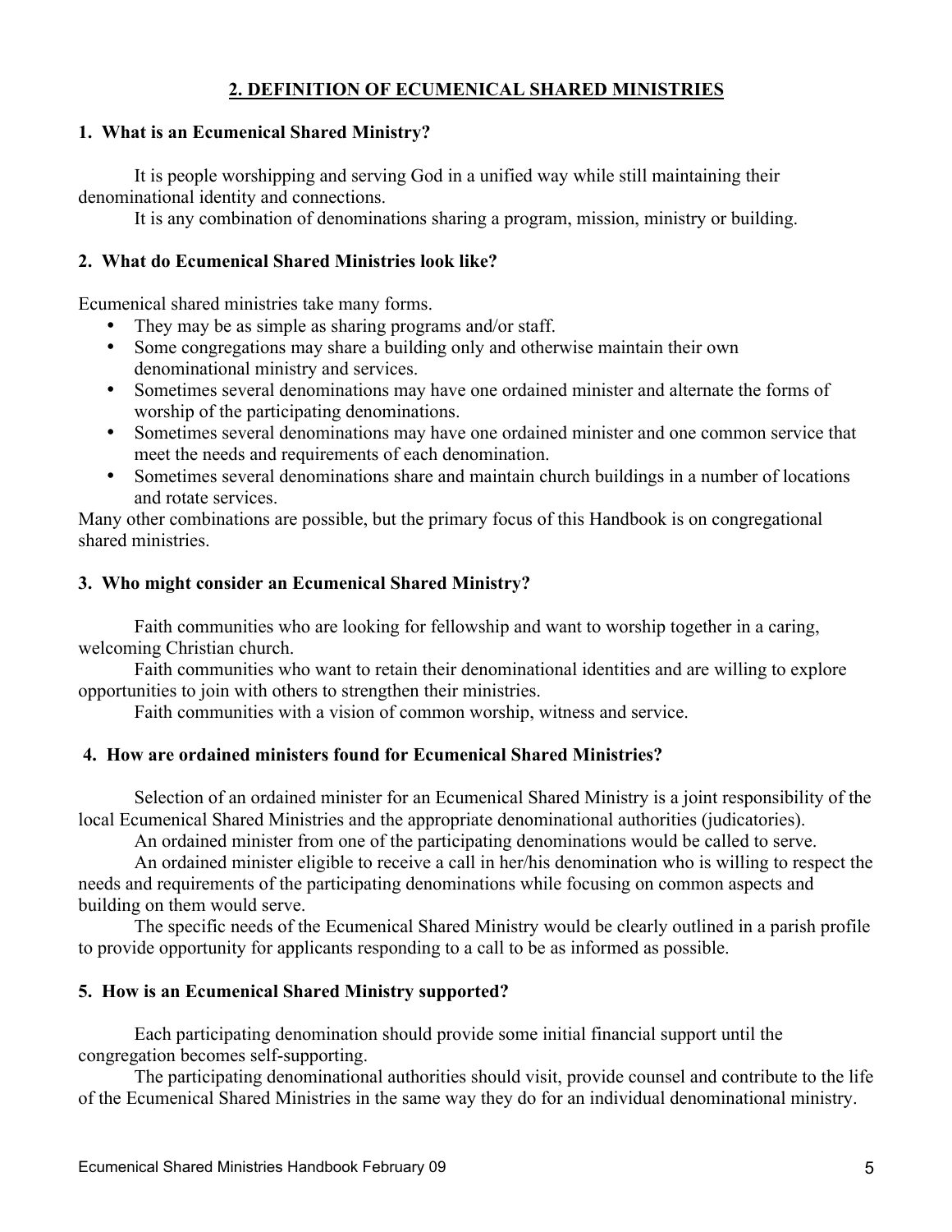## 2. DEFINITION OF ECUMENICAL SHARED MINISTRIES

### 1. What is an Ecumenical Shared Ministry?

It is people worshipping and serving God in a unified way while still maintaining their denominational identity and connections.

It is any combination of denominations sharing a program, mission, ministry or building.

### 2. What do Ecumenical Shared Ministries look like?

Ecumenical shared ministries take many forms.

- They may be as simple as sharing programs and/or staff.
- Some congregations may share a building only and otherwise maintain their own denominational ministry and services.
- Sometimes several denominations may have one ordained minister and alternate the forms of worship of the participating denominations.
- Sometimes several denominations may have one ordained minister and one common service that meet the needs and requirements of each denomination.
- Sometimes several denominations share and maintain church buildings in a number of locations and rotate services.

Many other combinations are possible, but the primary focus of this Handbook is on congregational shared ministries.

### 3. Who might consider an Ecumenical Shared Ministry?

Faith communities who are looking for fellowship and want to worship together in a caring, welcoming Christian church.

Faith communities who want to retain their denominational identities and are willing to explore opportunities to join with others to strengthen their ministries.

Faith communities with a vision of common worship, witness and service.

### 4. How are ordained ministers found for Ecumenical Shared Ministries?

Selection of an ordained minister for an Ecumenical Shared Ministry is a joint responsibility of the local Ecumenical Shared Ministries and the appropriate denominational authorities (judicatories).

An ordained minister from one of the participating denominations would be called to serve.

An ordained minister eligible to receive a call in her/his denomination who is willing to respect the needs and requirements of the participating denominations while focusing on common aspects and building on them would serve.

The specific needs of the Ecumenical Shared Ministry would be clearly outlined in a parish profile to provide opportunity for applicants responding to a call to be as informed as possible.

### 5. How is an Ecumenical Shared Ministry supported?

Each participating denomination should provide some initial financial support until the congregation becomes self-supporting.

The participating denominational authorities should visit, provide counsel and contribute to the life of the Ecumenical Shared Ministries in the same way they do for an individual denominational ministry.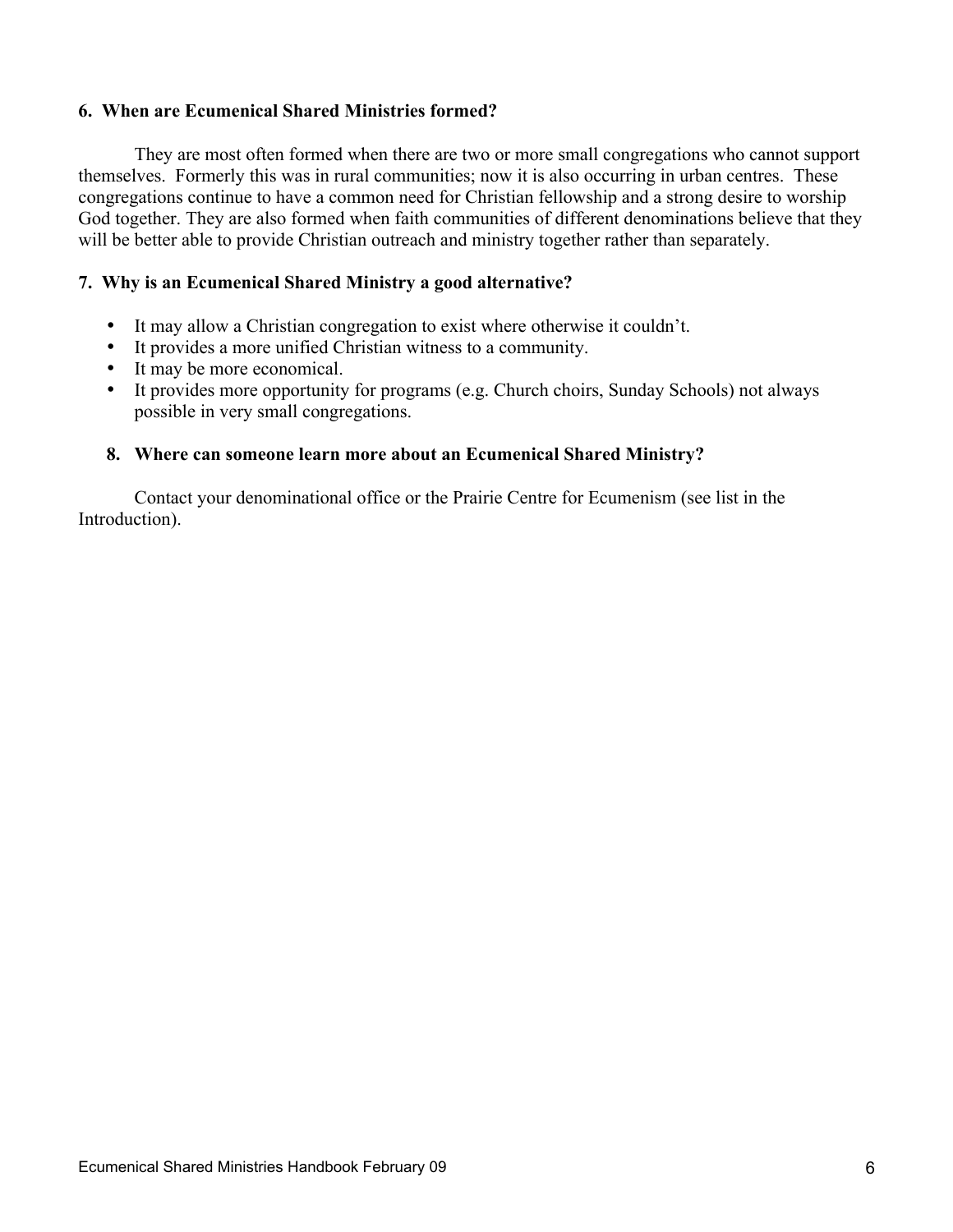**6. When are Ecumenical Shared Ministries formed?**

They are most often formed when there are two or more small congregations who cannot support themselves. Formerly this was in rural communities; now it is also occurring in urban centres. These congregations continue to have a common need for Christian fellowship and a strong desire to worship God together. They are also formed when faith communities of different denominations believe that they will be better able to provide Christian outreach and ministry together rather than separately.

**7. Why is an Ecumenical Shared Ministry a good alternative?**

- It may allow a Christian congregation to exist where otherwise it couldn't.
- It provides a more unified Christian witness to a community.
- It may be more economical.
- It provides more opportunity for programs (e.g. Church choirs, Sunday Schools) not always possible in very small congregations.

**8. Where can someone learn more about an Ecumenical Shared Ministry?**

Contact your denominational office or the Prairie Centre for Ecumenism (see list in the Introduction).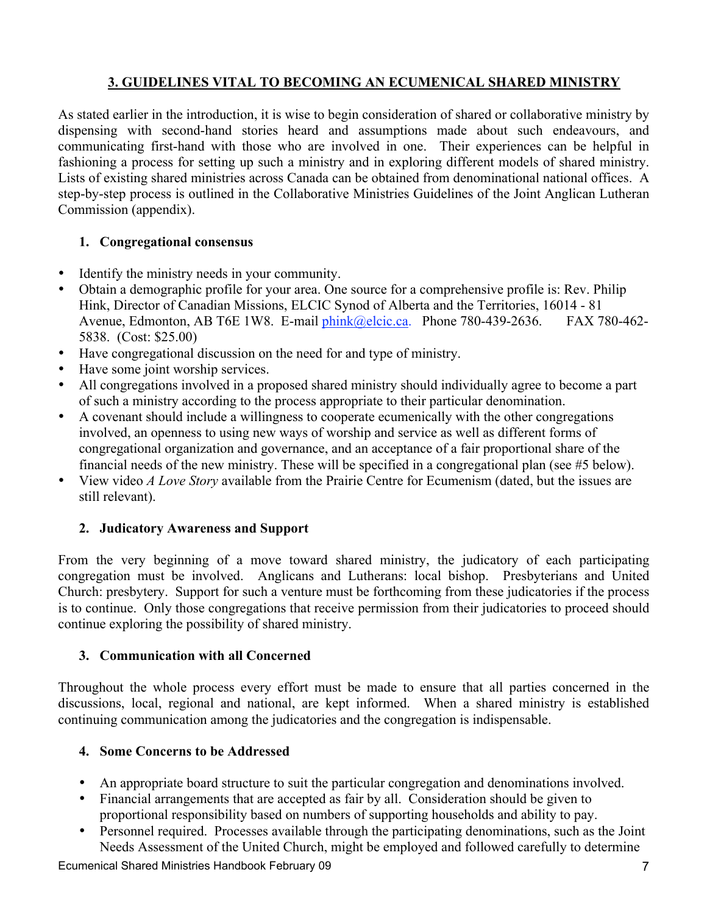## 3. GUIDELINES VITAL TO BECOMING AN ECUMENICAL SHARED MINISTRY

As stated earlier in the introduction, it is wise to begin consideration of shared or collaborative ministry by dispensing with second-hand stories heard and assumptions made about such endeavours, and communicating first-hand with those who are involved in one. Their experiences can be helpful in fashioning a process for setting up such a ministry and in exploring different models of shared ministry. Lists of existing shared ministries across Canada can be obtained from denominational national offices. A step-by-step process is outlined in the Collaborative Ministries Guidelines of the Joint Anglican Lutheran Commission (appendix).

### 1. Congregational consensus

- Identify the ministry needs in your community.
- Obtain a demographic profile for your area. One source for a comprehensive profile is: Rev. Philip Hink, Director of Canadian Missions, ELCIC Synod of Alberta and the Territories, 16014 - 81 Avenue, Edmonton, AB T6E 1W8. E-mail phink@elcic.ca. Phone 780-439-2636. FAX 780-462-5838. (Cost: $25.00)
- Have congregational discussion on the need for and type of ministry.
- Have some joint worship services.
- All congregations involved in a proposed shared ministry should individually agree to become a part of such a ministry according to the process appropriate to their particular denomination.
- A covenant should include a willingness to cooperate ecumenically with the other congregations involved, an openness to using new ways of worship and service as well as different forms of congregational organization and governance, and an acceptance of a fair proportional share of the financial needs of the new ministry. These will be specified in a congregational plan (see #5 below).
- View video *A Love Story* available from the Prairie Centre for Ecumenism (dated, but the issues are still relevant).

### 2. Judicatory Awareness and Support

From the very beginning of a move toward shared ministry, the judicatory of each participating congregation must be involved. Anglicans and Lutherans: local bishop. Presbyterians and United Church: presbytery. Support for such a venture must be forthcoming from these judicatories if the process is to continue. Only those congregations that receive permission from their judicatories to proceed should continue exploring the possibility of shared ministry.

### 3. Communication with all Concerned

Throughout the whole process every effort must be made to ensure that all parties concerned in the discussions, local, regional and national, are kept informed. When a shared ministry is established continuing communication among the judicatories and the congregation is indispensable.

### 4. Some Concerns to be Addressed

- An appropriate board structure to suit the particular congregation and denominations involved.
- Financial arrangements that are accepted as fair by all. Consideration should be given to proportional responsibility based on numbers of supporting households and ability to pay.
- Personnel required. Processes available through the participating denominations, such as the Joint Needs Assessment of the United Church, might be employed and followed carefully to determine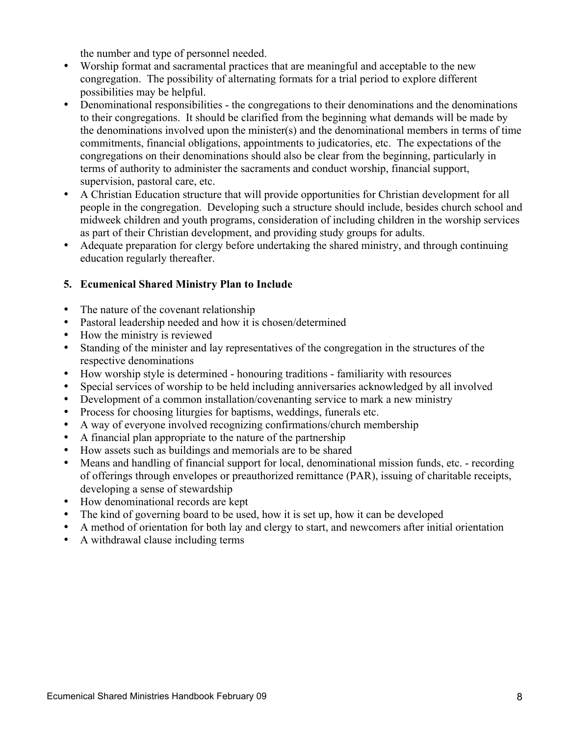the number and type of personnel needed.

- Worship format and sacramental practices that are meaningful and acceptable to the new congregation. The possibility of alternating formats for a trial period to explore different possibilities may be helpful.
- Denominational responsibilities - the congregations to their denominations and the denominations to their congregations. It should be clarified from the beginning what demands will be made by the denominations involved upon the minister(s) and the denominational members in terms of time commitments, financial obligations, appointments to judicatories, etc. The expectations of the congregations on their denominations should also be clear from the beginning, particularly in terms of authority to administer the sacraments and conduct worship, financial support, supervision, pastoral care, etc.
- A Christian Education structure that will provide opportunities for Christian development for all people in the congregation. Developing such a structure should include, besides church school and midweek children and youth programs, consideration of including children in the worship services as part of their Christian development, and providing study groups for adults.
- Adequate preparation for clergy before undertaking the shared ministry, and through continuing education regularly thereafter.

### 5. Ecumenical Shared Ministry Plan to Include

- The nature of the covenant relationship
- Pastoral leadership needed and how it is chosen/determined
- How the ministry is reviewed
- Standing of the minister and lay representatives of the congregation in the structures of the respective denominations
- How worship style is determined - honouring traditions - familiarity with resources
- Special services of worship to be held including anniversaries acknowledged by all involved
- Development of a common installation/covenanting service to mark a new ministry
- Process for choosing liturgies for baptisms, weddings, funerals etc.
- A way of everyone involved recognizing confirmations/church membership
- A financial plan appropriate to the nature of the partnership
- How assets such as buildings and memorials are to be shared
- Means and handling of financial support for local, denominational mission funds, etc. - recording of offerings through envelopes or preauthorized remittance (PAR), issuing of charitable receipts, developing a sense of stewardship
- How denominational records are kept
- The kind of governing board to be used, how it is set up, how it can be developed
- A method of orientation for both lay and clergy to start, and newcomers after initial orientation
- A withdrawal clause including terms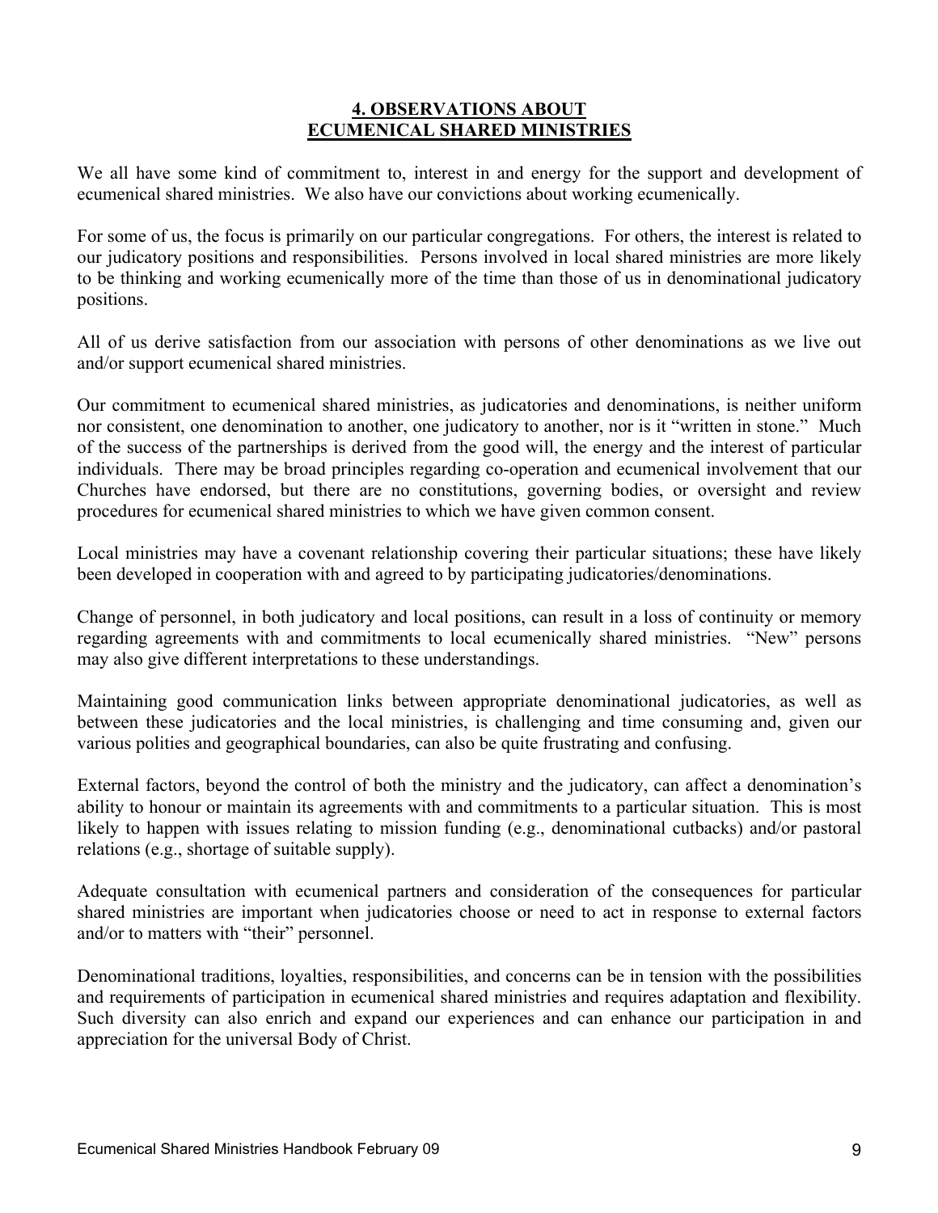## 4. OBSERVATIONS ABOUT ECUMENICAL SHARED MINISTRIES

We all have some kind of commitment to, interest in and energy for the support and development of ecumenical shared ministries. We also have our convictions about working ecumenically.

For some of us, the focus is primarily on our particular congregations. For others, the interest is related to our judicatory positions and responsibilities. Persons involved in local shared ministries are more likely to be thinking and working ecumenically more of the time than those of us in denominational judicatory positions.

All of us derive satisfaction from our association with persons of other denominations as we live out and/or support ecumenical shared ministries.

Our commitment to ecumenical shared ministries, as judicatories and denominations, is neither uniform nor consistent, one denomination to another, one judicatory to another, nor is it "written in stone." Much of the success of the partnerships is derived from the good will, the energy and the interest of particular individuals. There may be broad principles regarding co-operation and ecumenical involvement that our Churches have endorsed, but there are no constitutions, governing bodies, or oversight and review procedures for ecumenical shared ministries to which we have given common consent.

Local ministries may have a covenant relationship covering their particular situations; these have likely been developed in cooperation with and agreed to by participating judicatories/denominations.

Change of personnel, in both judicatory and local positions, can result in a loss of continuity or memory regarding agreements with and commitments to local ecumenically shared ministries. "New" persons may also give different interpretations to these understandings.

Maintaining good communication links between appropriate denominational judicatories, as well as between these judicatories and the local ministries, is challenging and time consuming and, given our various polities and geographical boundaries, can also be quite frustrating and confusing.

External factors, beyond the control of both the ministry and the judicatory, can affect a denomination's ability to honour or maintain its agreements with and commitments to a particular situation. This is most likely to happen with issues relating to mission funding (e.g., denominational cutbacks) and/or pastoral relations (e.g., shortage of suitable supply).

Adequate consultation with ecumenical partners and consideration of the consequences for particular shared ministries are important when judicatories choose or need to act in response to external factors and/or to matters with "their" personnel.

Denominational traditions, loyalties, responsibilities, and concerns can be in tension with the possibilities and requirements of participation in ecumenical shared ministries and requires adaptation and flexibility. Such diversity can also enrich and expand our experiences and can enhance our participation in and appreciation for the universal Body of Christ.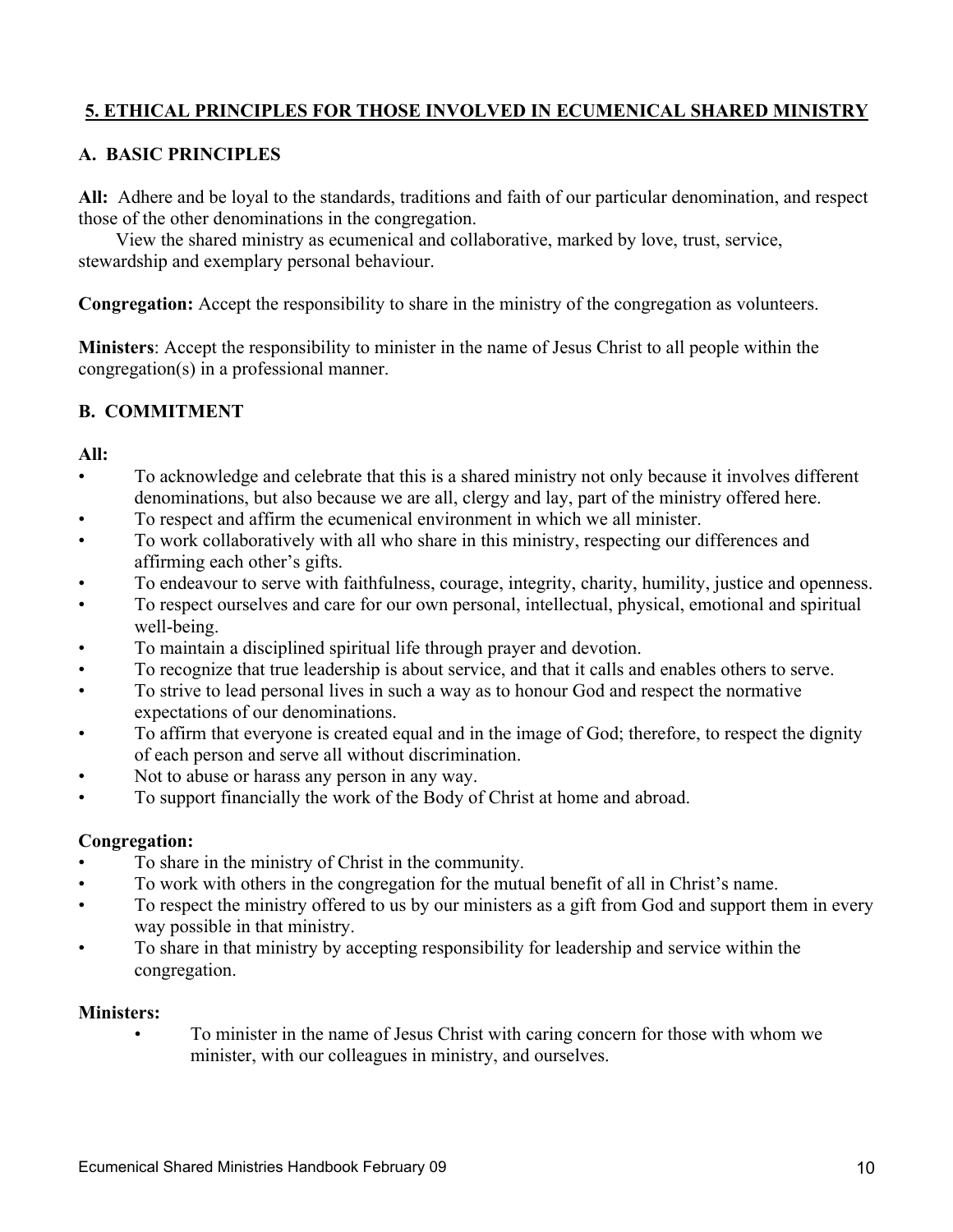## 5. ETHICAL PRINCIPLES FOR THOSE INVOLVED IN ECUMENICAL SHARED MINISTRY

### A. BASIC PRINCIPLES

**All:** Adhere and be loyal to the standards, traditions and faith of our particular denomination, and respect those of the other denominations in the congregation.

View the shared ministry as ecumenical and collaborative, marked by love, trust, service, stewardship and exemplary personal behaviour.

**Congregation:** Accept the responsibility to share in the ministry of the congregation as volunteers.

**Ministers**: Accept the responsibility to minister in the name of Jesus Christ to all people within the congregation(s) in a professional manner.

### B. COMMITMENT

**All:**

- To acknowledge and celebrate that this is a shared ministry not only because it involves different denominations, but also because we are all, clergy and lay, part of the ministry offered here.
- To respect and affirm the ecumenical environment in which we all minister.
- To work collaboratively with all who share in this ministry, respecting our differences and affirming each other's gifts.
- To endeavour to serve with faithfulness, courage, integrity, charity, humility, justice and openness.
- To respect ourselves and care for our own personal, intellectual, physical, emotional and spiritual well-being.
- To maintain a disciplined spiritual life through prayer and devotion.
- To recognize that true leadership is about service, and that it calls and enables others to serve.
- To strive to lead personal lives in such a way as to honour God and respect the normative expectations of our denominations.
- To affirm that everyone is created equal and in the image of God; therefore, to respect the dignity of each person and serve all without discrimination.
- Not to abuse or harass any person in any way.
- To support financially the work of the Body of Christ at home and abroad.

**Congregation:**

- To share in the ministry of Christ in the community.
- To work with others in the congregation for the mutual benefit of all in Christ's name.
- To respect the ministry offered to us by our ministers as a gift from God and support them in every way possible in that ministry.
- To share in that ministry by accepting responsibility for leadership and service within the congregation.

**Ministers:**

- To minister in the name of Jesus Christ with caring concern for those with whom we minister, with our colleagues in ministry, and ourselves.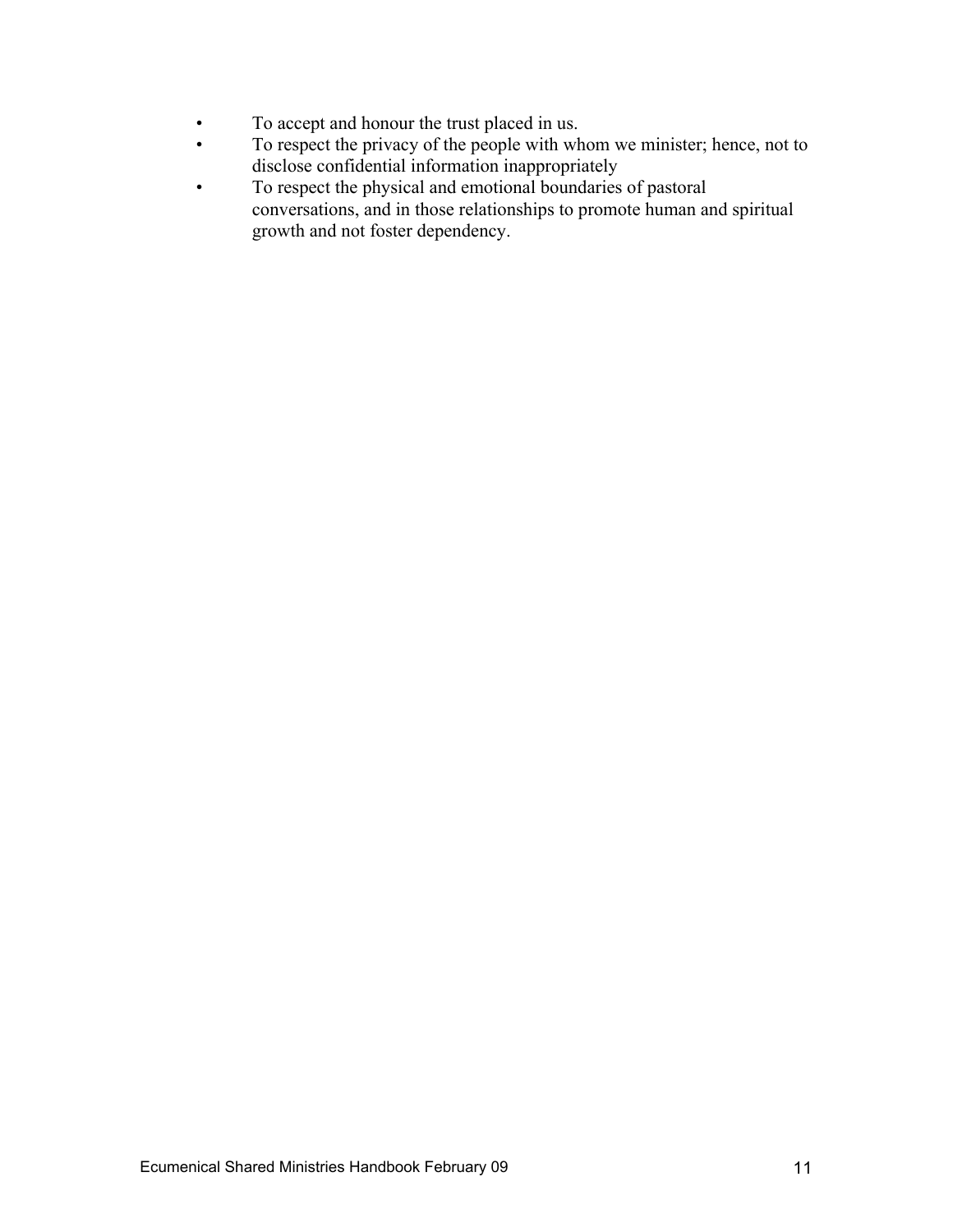- To accept and honour the trust placed in us.
- To respect the privacy of the people with whom we minister; hence, not to disclose confidential information inappropriately
- To respect the physical and emotional boundaries of pastoral conversations, and in those relationships to promote human and spiritual growth and not foster dependency.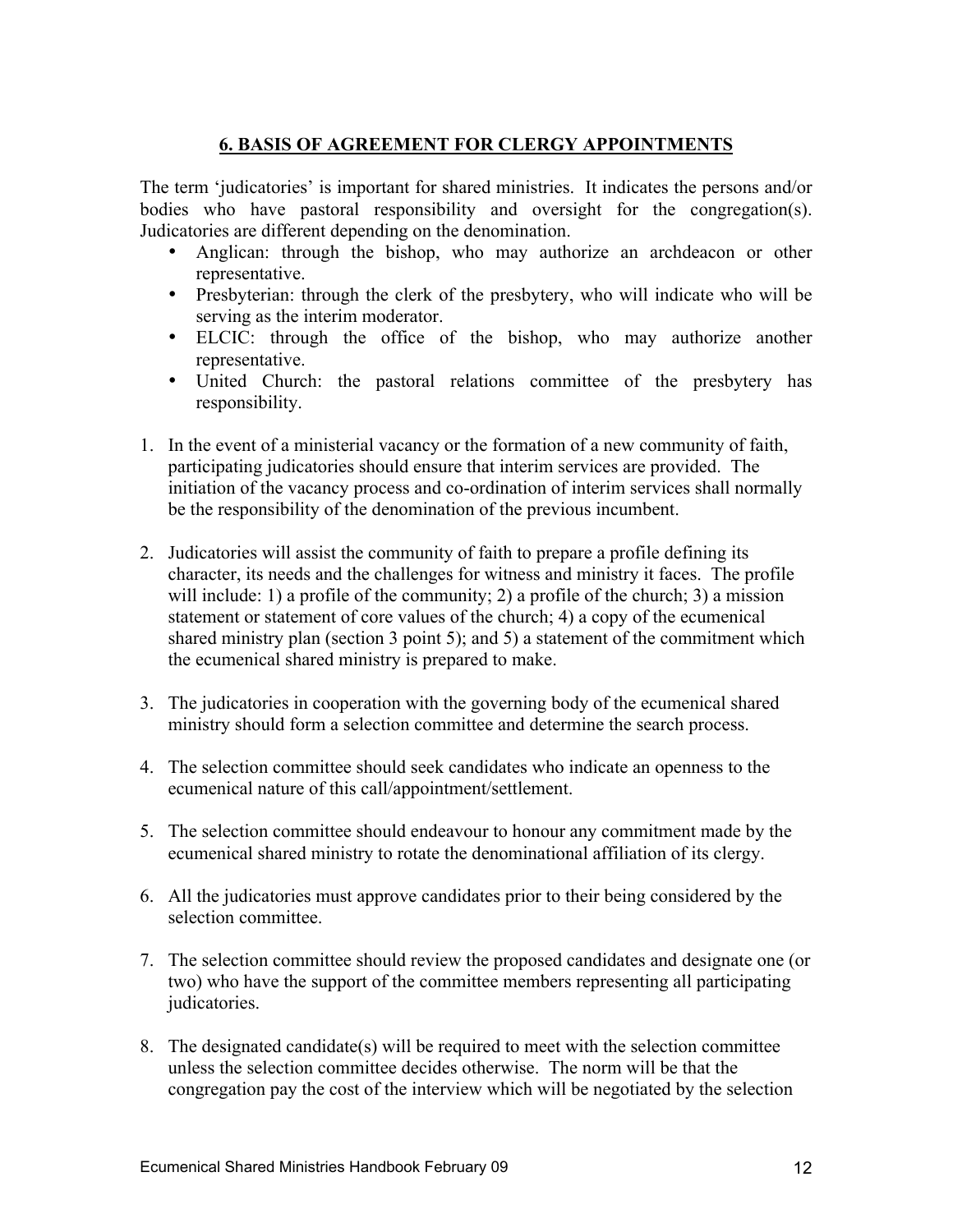## 6. BASIS OF AGREEMENT FOR CLERGY APPOINTMENTS

The term 'judicatories' is important for shared ministries. It indicates the persons and/or bodies who have pastoral responsibility and oversight for the congregation(s). Judicatories are different depending on the denomination.

- Anglican: through the bishop, who may authorize an archdeacon or other representative.
- Presbyterian: through the clerk of the presbytery, who will indicate who will be serving as the interim moderator.
- ELCIC: through the office of the bishop, who may authorize another representative.
- United Church: the pastoral relations committee of the presbytery has responsibility.

1. In the event of a ministerial vacancy or the formation of a new community of faith, participating judicatories should ensure that interim services are provided. The initiation of the vacancy process and co-ordination of interim services shall normally be the responsibility of the denomination of the previous incumbent.

2. Judicatories will assist the community of faith to prepare a profile defining its character, its needs and the challenges for witness and ministry it faces. The profile will include: 1) a profile of the community; 2) a profile of the church; 3) a mission statement or statement of core values of the church; 4) a copy of the ecumenical shared ministry plan (section 3 point 5); and 5) a statement of the commitment which the ecumenical shared ministry is prepared to make.

3. The judicatories in cooperation with the governing body of the ecumenical shared ministry should form a selection committee and determine the search process.

4. The selection committee should seek candidates who indicate an openness to the ecumenical nature of this call/appointment/settlement.

5. The selection committee should endeavour to honour any commitment made by the ecumenical shared ministry to rotate the denominational affiliation of its clergy.

6. All the judicatories must approve candidates prior to their being considered by the selection committee.

7. The selection committee should review the proposed candidates and designate one (or two) who have the support of the committee members representing all participating judicatories.

8. The designated candidate(s) will be required to meet with the selection committee unless the selection committee decides otherwise. The norm will be that the congregation pay the cost of the interview which will be negotiated by the selection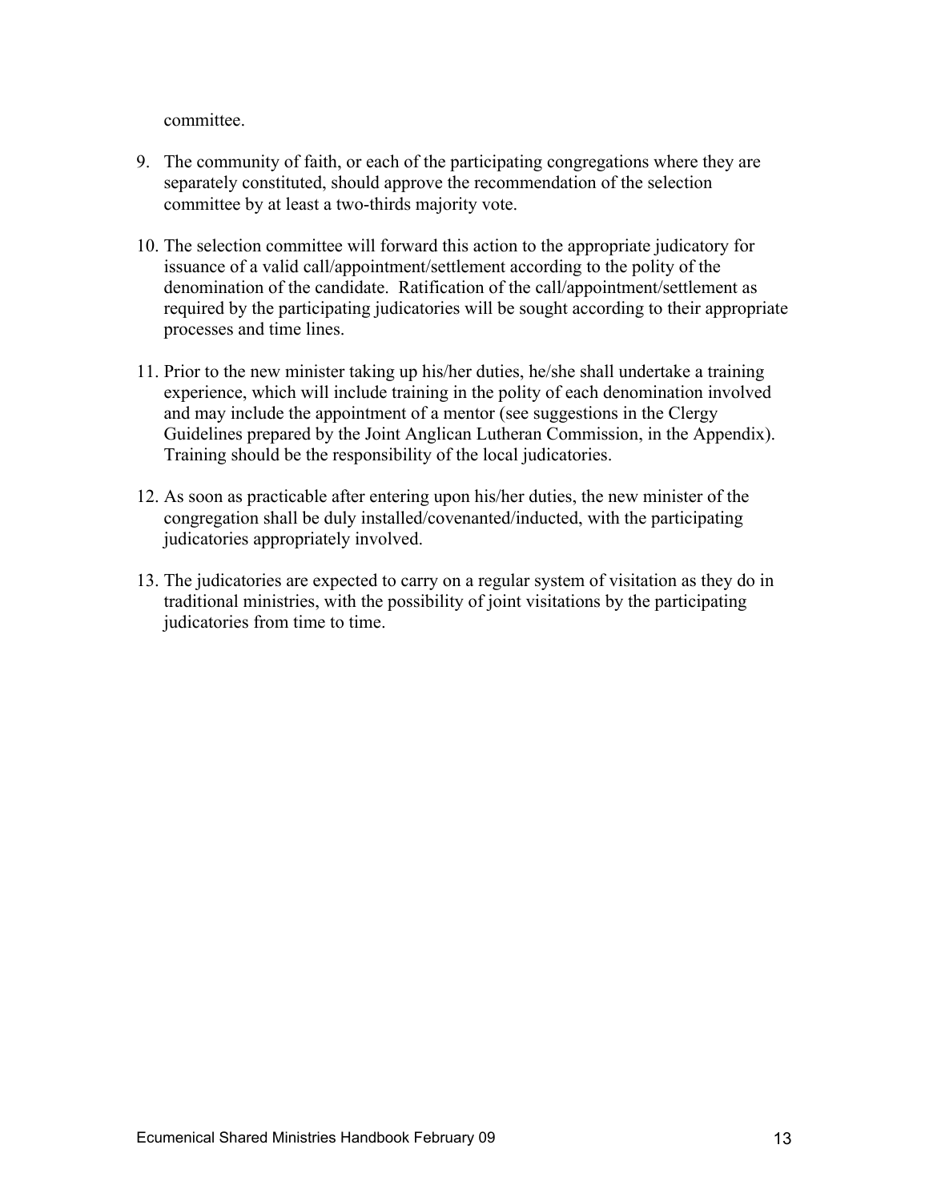committee.

9. The community of faith, or each of the participating congregations where they are separately constituted, should approve the recommendation of the selection committee by at least a two-thirds majority vote.

10. The selection committee will forward this action to the appropriate judicatory for issuance of a valid call/appointment/settlement according to the polity of the denomination of the candidate. Ratification of the call/appointment/settlement as required by the participating judicatories will be sought according to their appropriate processes and time lines.

11. Prior to the new minister taking up his/her duties, he/she shall undertake a training experience, which will include training in the polity of each denomination involved and may include the appointment of a mentor (see suggestions in the Clergy Guidelines prepared by the Joint Anglican Lutheran Commission, in the Appendix). Training should be the responsibility of the local judicatories.

12. As soon as practicable after entering upon his/her duties, the new minister of the congregation shall be duly installed/covenanted/inducted, with the participating judicatories appropriately involved.

13. The judicatories are expected to carry on a regular system of visitation as they do in traditional ministries, with the possibility of joint visitations by the participating judicatories from time to time.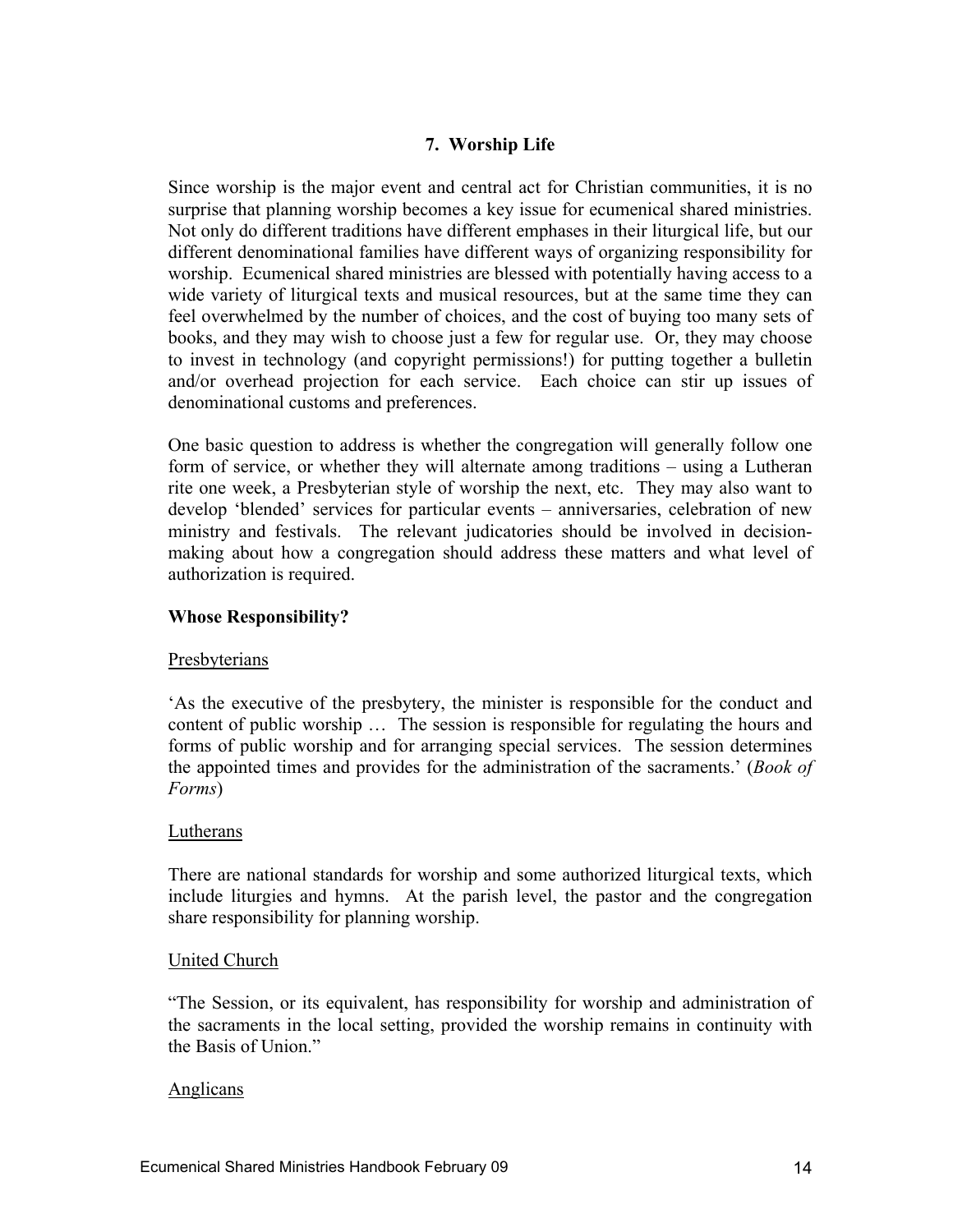## 7. Worship Life

Since worship is the major event and central act for Christian communities, it is no surprise that planning worship becomes a key issue for ecumenical shared ministries. Not only do different traditions have different emphases in their liturgical life, but our different denominational families have different ways of organizing responsibility for worship. Ecumenical shared ministries are blessed with potentially having access to a wide variety of liturgical texts and musical resources, but at the same time they can feel overwhelmed by the number of choices, and the cost of buying too many sets of books, and they may wish to choose just a few for regular use. Or, they may choose to invest in technology (and copyright permissions!) for putting together a bulletin and/or overhead projection for each service. Each choice can stir up issues of denominational customs and preferences.

One basic question to address is whether the congregation will generally follow one form of service, or whether they will alternate among traditions – using a Lutheran rite one week, a Presbyterian style of worship the next, etc. They may also want to develop 'blended' services for particular events – anniversaries, celebration of new ministry and festivals. The relevant judicatories should be involved in decision-making about how a congregation should address these matters and what level of authorization is required.

**Whose Responsibility?**

<u>Presbyterians</u>

'As the executive of the presbytery, the minister is responsible for the conduct and content of public worship … The session is responsible for regulating the hours and forms of public worship and for arranging special services. The session determines the appointed times and provides for the administration of the sacraments.' (*Book of Forms*)

<u>Lutherans</u>

There are national standards for worship and some authorized liturgical texts, which include liturgies and hymns. At the parish level, the pastor and the congregation share responsibility for planning worship.

<u>United Church</u>

"The Session, or its equivalent, has responsibility for worship and administration of the sacraments in the local setting, provided the worship remains in continuity with the Basis of Union."

<u>Anglicans</u>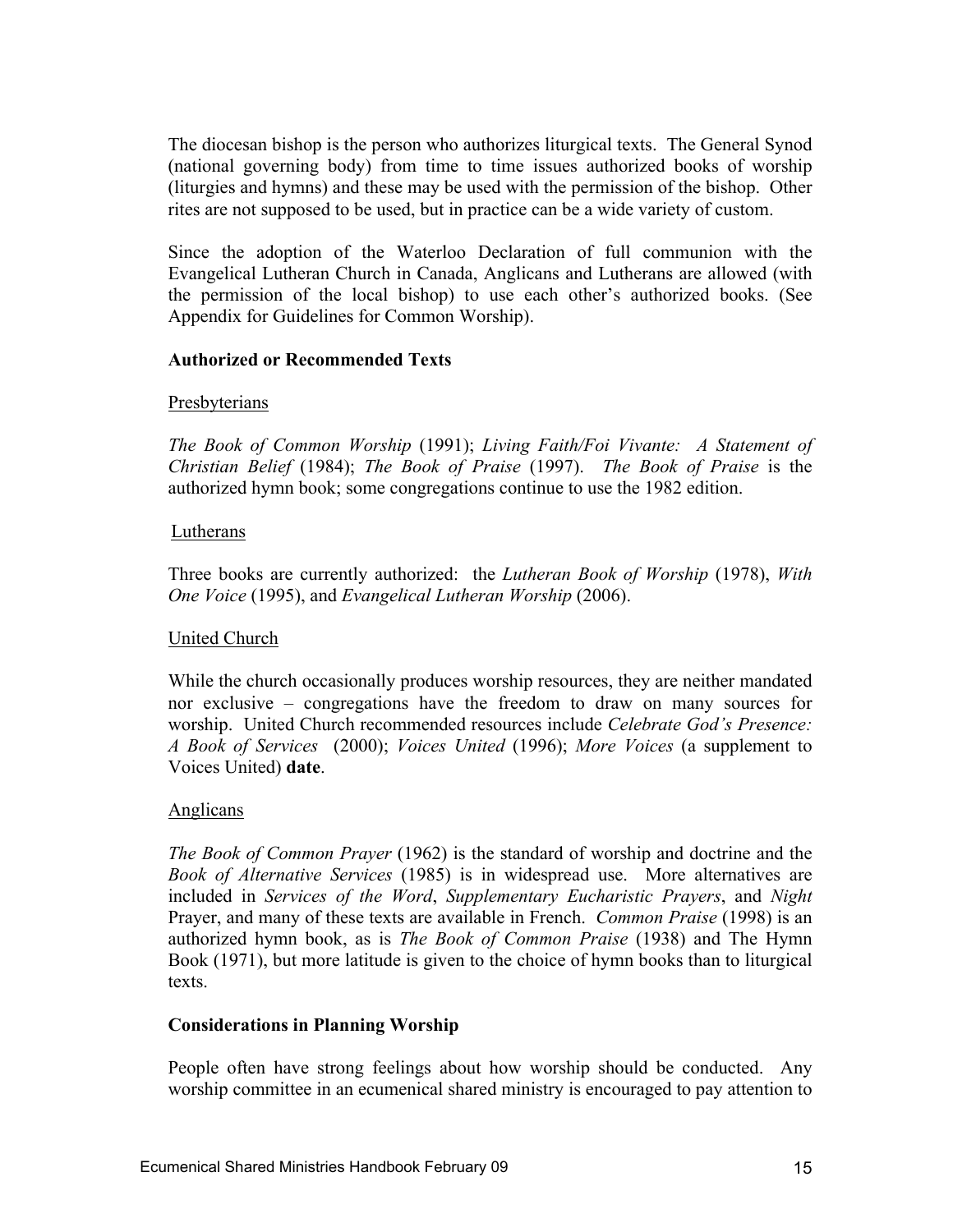The diocesan bishop is the person who authorizes liturgical texts. The General Synod (national governing body) from time to time issues authorized books of worship (liturgies and hymns) and these may be used with the permission of the bishop. Other rites are not supposed to be used, but in practice can be a wide variety of custom.

Since the adoption of the Waterloo Declaration of full communion with the Evangelical Lutheran Church in Canada, Anglicans and Lutherans are allowed (with the permission of the local bishop) to use each other's authorized books. (See Appendix for Guidelines for Common Worship).

**Authorized or Recommended Texts**

Presbyterians

*The Book of Common Worship* (1991); *Living Faith/Foi Vivante: A Statement of Christian Belief* (1984); *The Book of Praise* (1997). *The Book of Praise* is the authorized hymn book; some congregations continue to use the 1982 edition.

Lutherans

Three books are currently authorized: the *Lutheran Book of Worship* (1978), *With One Voice* (1995), and *Evangelical Lutheran Worship* (2006).

United Church

While the church occasionally produces worship resources, they are neither mandated nor exclusive – congregations have the freedom to draw on many sources for worship. United Church recommended resources include *Celebrate God's Presence: A Book of Services* (2000); *Voices United* (1996); *More Voices* (a supplement to Voices United) **date**.

Anglicans

*The Book of Common Prayer* (1962) is the standard of worship and doctrine and the *Book of Alternative Services* (1985) is in widespread use. More alternatives are included in *Services of the Word*, *Supplementary Eucharistic Prayers*, and *Night* Prayer, and many of these texts are available in French. *Common Praise* (1998) is an authorized hymn book, as is *The Book of Common Praise* (1938) and The Hymn Book (1971), but more latitude is given to the choice of hymn books than to liturgical texts.

**Considerations in Planning Worship**

People often have strong feelings about how worship should be conducted. Any worship committee in an ecumenical shared ministry is encouraged to pay attention to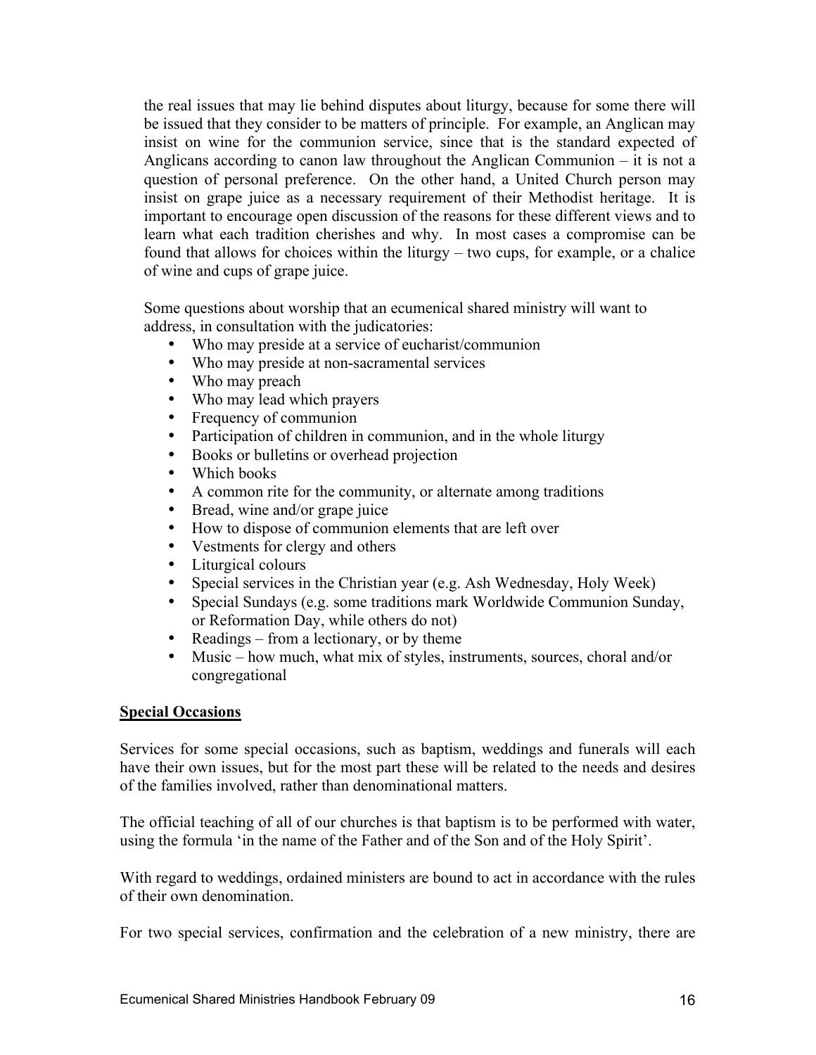the real issues that may lie behind disputes about liturgy, because for some there will be issued that they consider to be matters of principle. For example, an Anglican may insist on wine for the communion service, since that is the standard expected of Anglicans according to canon law throughout the Anglican Communion – it is not a question of personal preference. On the other hand, a United Church person may insist on grape juice as a necessary requirement of their Methodist heritage. It is important to encourage open discussion of the reasons for these different views and to learn what each tradition cherishes and why. In most cases a compromise can be found that allows for choices within the liturgy – two cups, for example, or a chalice of wine and cups of grape juice.

Some questions about worship that an ecumenical shared ministry will want to address, in consultation with the judicatories:

- Who may preside at a service of eucharist/communion
- Who may preside at non-sacramental services
- Who may preach
- Who may lead which prayers
- Frequency of communion
- Participation of children in communion, and in the whole liturgy
- Books or bulletins or overhead projection
- Which books
- A common rite for the community, or alternate among traditions
- Bread, wine and/or grape juice
- How to dispose of communion elements that are left over
- Vestments for clergy and others
- Liturgical colours
- Special services in the Christian year (e.g. Ash Wednesday, Holy Week)
- Special Sundays (e.g. some traditions mark Worldwide Communion Sunday, or Reformation Day, while others do not)
- Readings – from a lectionary, or by theme
- Music – how much, what mix of styles, instruments, sources, choral and/or congregational

## Special Occasions

Services for some special occasions, such as baptism, weddings and funerals will each have their own issues, but for the most part these will be related to the needs and desires of the families involved, rather than denominational matters.

The official teaching of all of our churches is that baptism is to be performed with water, using the formula 'in the name of the Father and of the Son and of the Holy Spirit'.

With regard to weddings, ordained ministers are bound to act in accordance with the rules of their own denomination.

For two special services, confirmation and the celebration of a new ministry, there are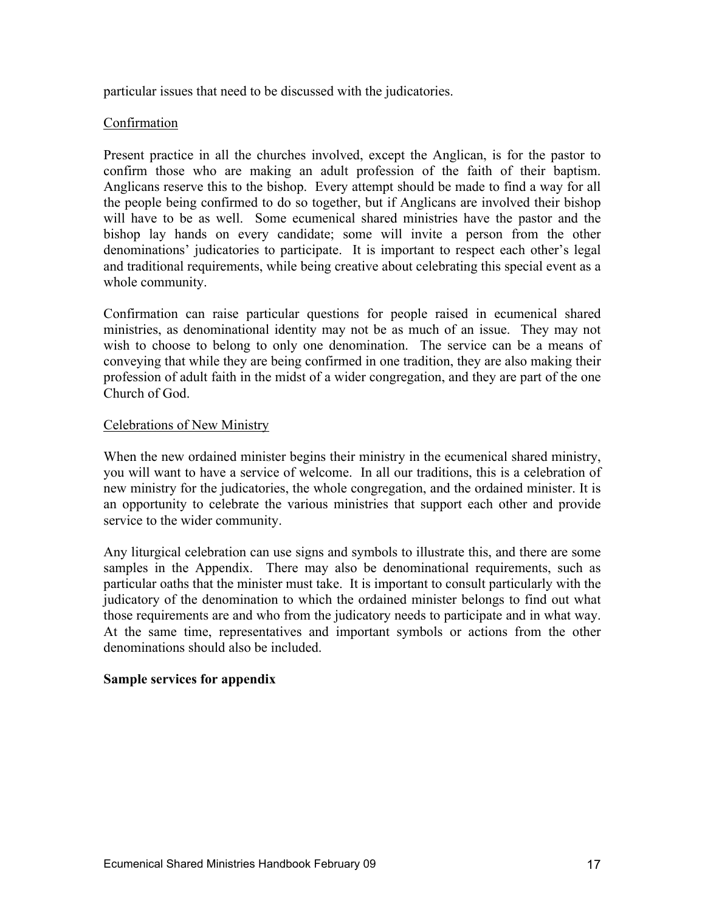particular issues that need to be discussed with the judicatories.

<u>Confirmation</u>

Present practice in all the churches involved, except the Anglican, is for the pastor to confirm those who are making an adult profession of the faith of their baptism. Anglicans reserve this to the bishop. Every attempt should be made to find a way for all the people being confirmed to do so together, but if Anglicans are involved their bishop will have to be as well. Some ecumenical shared ministries have the pastor and the bishop lay hands on every candidate; some will invite a person from the other denominations' judicatories to participate. It is important to respect each other's legal and traditional requirements, while being creative about celebrating this special event as a whole community.

Confirmation can raise particular questions for people raised in ecumenical shared ministries, as denominational identity may not be as much of an issue. They may not wish to choose to belong to only one denomination. The service can be a means of conveying that while they are being confirmed in one tradition, they are also making their profession of adult faith in the midst of a wider congregation, and they are part of the one Church of God.

<u>Celebrations of New Ministry</u>

When the new ordained minister begins their ministry in the ecumenical shared ministry, you will want to have a service of welcome. In all our traditions, this is a celebration of new ministry for the judicatories, the whole congregation, and the ordained minister. It is an opportunity to celebrate the various ministries that support each other and provide service to the wider community.

Any liturgical celebration can use signs and symbols to illustrate this, and there are some samples in the Appendix. There may also be denominational requirements, such as particular oaths that the minister must take. It is important to consult particularly with the judicatory of the denomination to which the ordained minister belongs to find out what those requirements are and who from the judicatory needs to participate and in what way. At the same time, representatives and important symbols or actions from the other denominations should also be included.

**Sample services for appendix**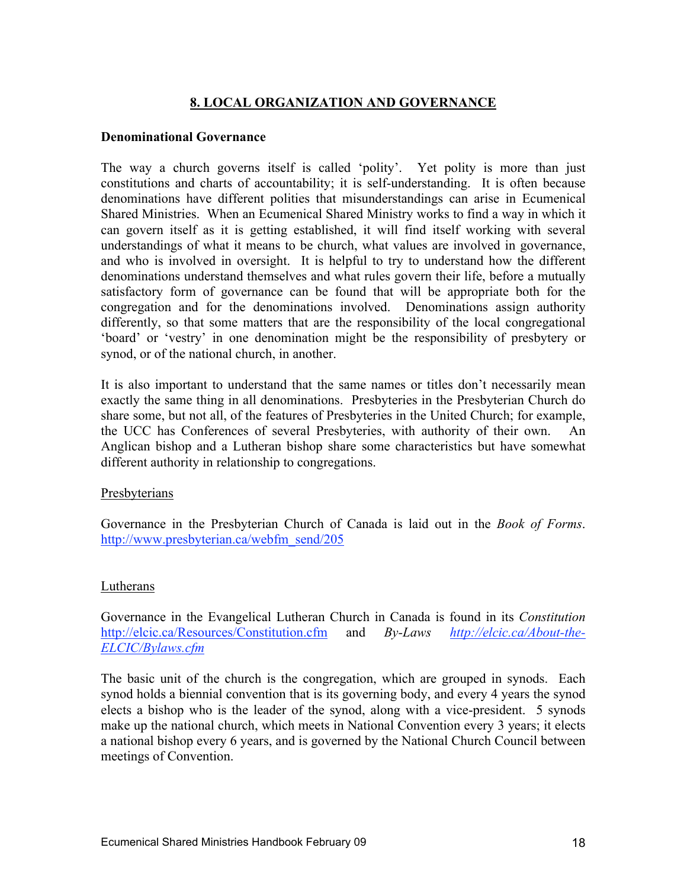# 8. LOCAL ORGANIZATION AND GOVERNANCE

**Denominational Governance**

The way a church governs itself is called 'polity'. Yet polity is more than just constitutions and charts of accountability; it is self-understanding. It is often because denominations have different polities that misunderstandings can arise in Ecumenical Shared Ministries. When an Ecumenical Shared Ministry works to find a way in which it can govern itself as it is getting established, it will find itself working with several understandings of what it means to be church, what values are involved in governance, and who is involved in oversight. It is helpful to try to understand how the different denominations understand themselves and what rules govern their life, before a mutually satisfactory form of governance can be found that will be appropriate both for the congregation and for the denominations involved. Denominations assign authority differently, so that some matters that are the responsibility of the local congregational 'board' or 'vestry' in one denomination might be the responsibility of presbytery or synod, or of the national church, in another.

It is also important to understand that the same names or titles don't necessarily mean exactly the same thing in all denominations. Presbyteries in the Presbyterian Church do share some, but not all, of the features of Presbyteries in the United Church; for example, the UCC has Conferences of several Presbyteries, with authority of their own. An Anglican bishop and a Lutheran bishop share some characteristics but have somewhat different authority in relationship to congregations.

Presbyterians

Governance in the Presbyterian Church of Canada is laid out in the *Book of Forms*. http://www.presbyterian.ca/webfm_send/205

Lutherans

Governance in the Evangelical Lutheran Church in Canada is found in its *Constitution* http://elcic.ca/Resources/Constitution.cfm and *By-Laws* *http://elcic.ca/About-the-ELCIC/Bylaws.cfm*

The basic unit of the church is the congregation, which are grouped in synods. Each synod holds a biennial convention that is its governing body, and every 4 years the synod elects a bishop who is the leader of the synod, along with a vice-president. 5 synods make up the national church, which meets in National Convention every 3 years; it elects a national bishop every 6 years, and is governed by the National Church Council between meetings of Convention.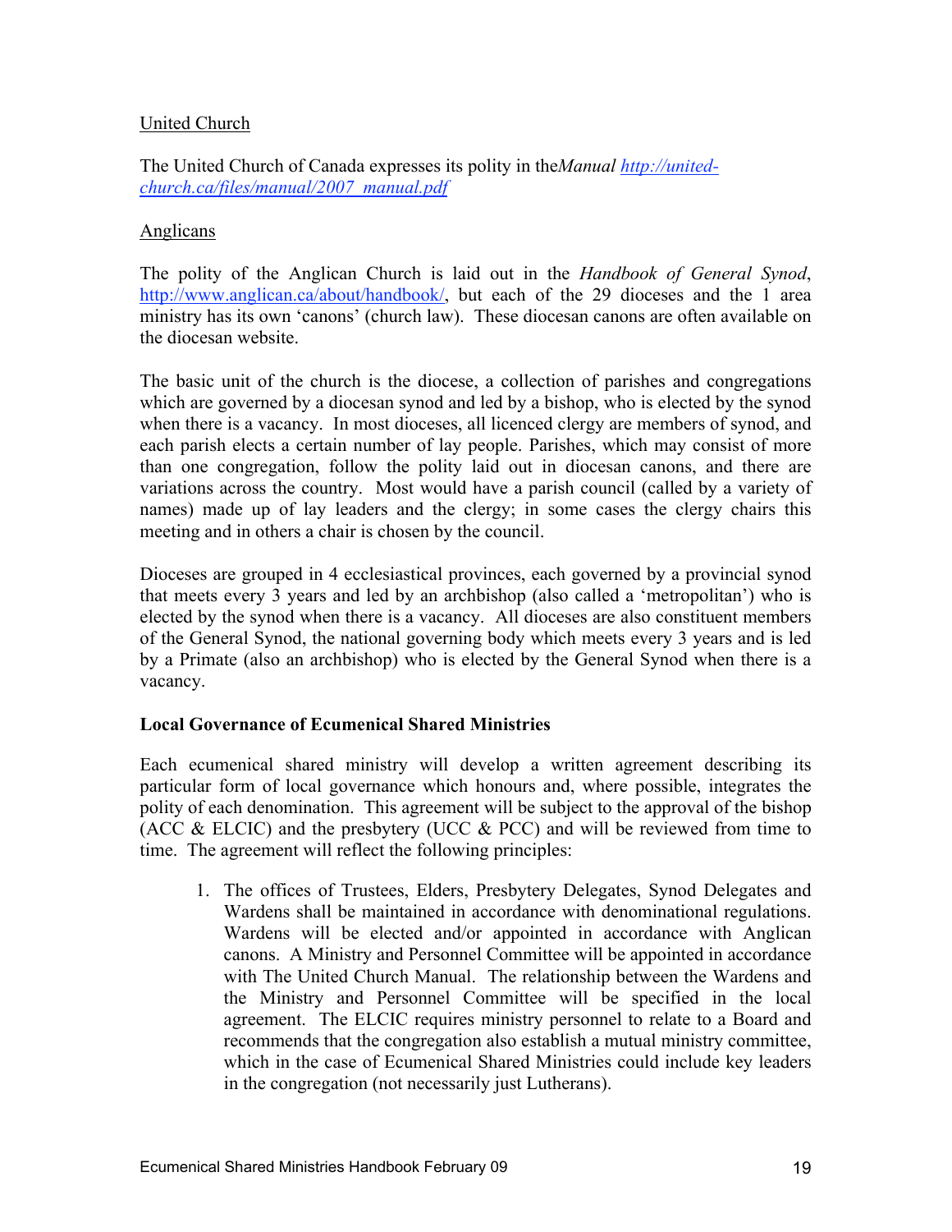United Church

The United Church of Canada expresses its polity in the *Manual* *http://united-church.ca/files/manual/2007_manual.pdf*

Anglicans

The polity of the Anglican Church is laid out in the *Handbook of General Synod*, http://www.anglican.ca/about/handbook/, but each of the 29 dioceses and the 1 area ministry has its own 'canons' (church law). These diocesan canons are often available on the diocesan website.

The basic unit of the church is the diocese, a collection of parishes and congregations which are governed by a diocesan synod and led by a bishop, who is elected by the synod when there is a vacancy. In most dioceses, all licenced clergy are members of synod, and each parish elects a certain number of lay people. Parishes, which may consist of more than one congregation, follow the polity laid out in diocesan canons, and there are variations across the country. Most would have a parish council (called by a variety of names) made up of lay leaders and the clergy; in some cases the clergy chairs this meeting and in others a chair is chosen by the council.

Dioceses are grouped in 4 ecclesiastical provinces, each governed by a provincial synod that meets every 3 years and led by an archbishop (also called a 'metropolitan') who is elected by the synod when there is a vacancy. All dioceses are also constituent members of the General Synod, the national governing body which meets every 3 years and is led by a Primate (also an archbishop) who is elected by the General Synod when there is a vacancy.

**Local Governance of Ecumenical Shared Ministries**

Each ecumenical shared ministry will develop a written agreement describing its particular form of local governance which honours and, where possible, integrates the polity of each denomination. This agreement will be subject to the approval of the bishop (ACC & ELCIC) and the presbytery (UCC & PCC) and will be reviewed from time to time. The agreement will reflect the following principles:

1. The offices of Trustees, Elders, Presbytery Delegates, Synod Delegates and Wardens shall be maintained in accordance with denominational regulations. Wardens will be elected and/or appointed in accordance with Anglican canons. A Ministry and Personnel Committee will be appointed in accordance with The United Church Manual. The relationship between the Wardens and the Ministry and Personnel Committee will be specified in the local agreement. The ELCIC requires ministry personnel to relate to a Board and recommends that the congregation also establish a mutual ministry committee, which in the case of Ecumenical Shared Ministries could include key leaders in the congregation (not necessarily just Lutherans).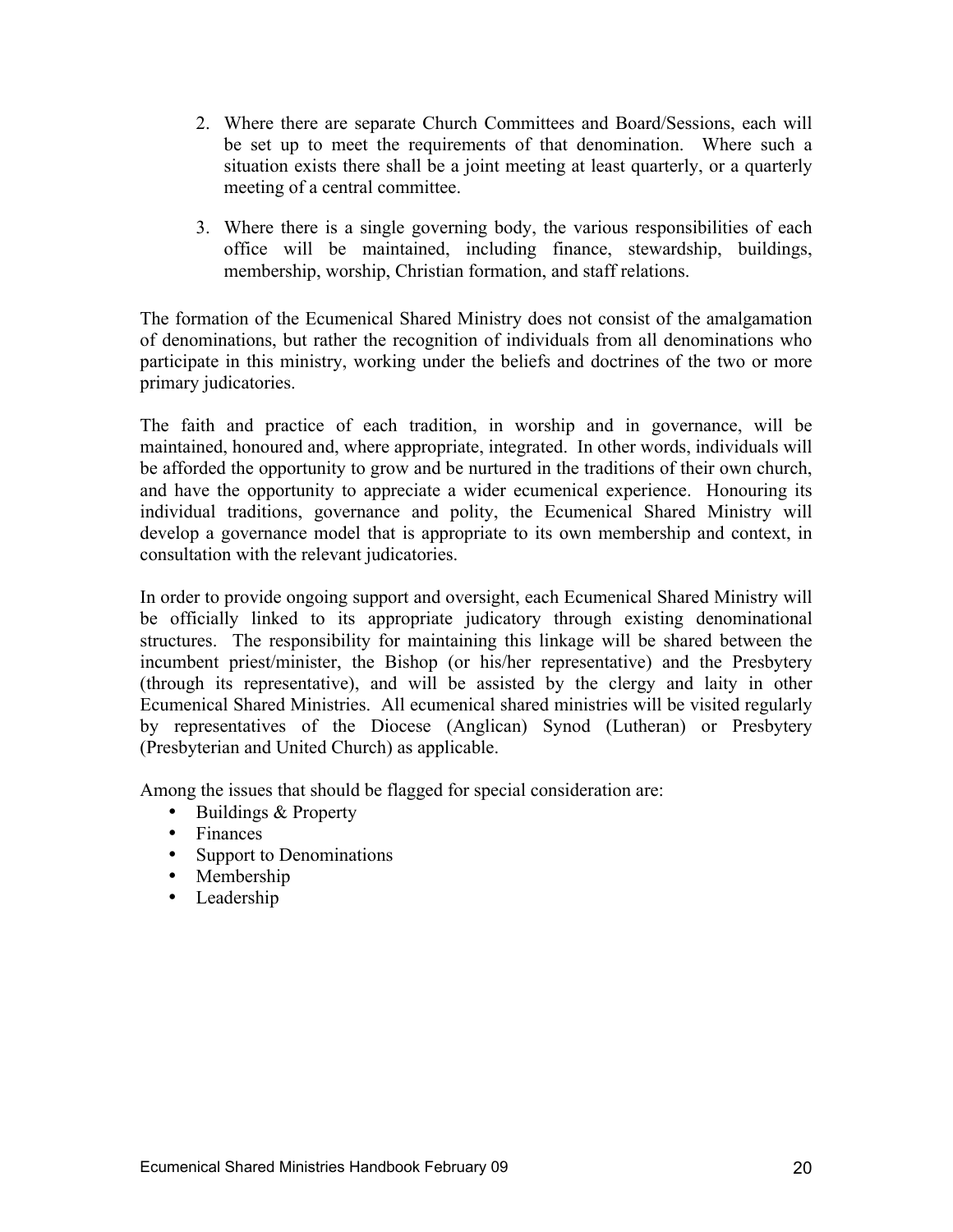2. Where there are separate Church Committees and Board/Sessions, each will be set up to meet the requirements of that denomination. Where such a situation exists there shall be a joint meeting at least quarterly, or a quarterly meeting of a central committee.

3. Where there is a single governing body, the various responsibilities of each office will be maintained, including finance, stewardship, buildings, membership, worship, Christian formation, and staff relations.

The formation of the Ecumenical Shared Ministry does not consist of the amalgamation of denominations, but rather the recognition of individuals from all denominations who participate in this ministry, working under the beliefs and doctrines of the two or more primary judicatories.

The faith and practice of each tradition, in worship and in governance, will be maintained, honoured and, where appropriate, integrated. In other words, individuals will be afforded the opportunity to grow and be nurtured in the traditions of their own church, and have the opportunity to appreciate a wider ecumenical experience. Honouring its individual traditions, governance and polity, the Ecumenical Shared Ministry will develop a governance model that is appropriate to its own membership and context, in consultation with the relevant judicatories.

In order to provide ongoing support and oversight, each Ecumenical Shared Ministry will be officially linked to its appropriate judicatory through existing denominational structures. The responsibility for maintaining this linkage will be shared between the incumbent priest/minister, the Bishop (or his/her representative) and the Presbytery (through its representative), and will be assisted by the clergy and laity in other Ecumenical Shared Ministries. All ecumenical shared ministries will be visited regularly by representatives of the Diocese (Anglican) Synod (Lutheran) or Presbytery (Presbyterian and United Church) as applicable.

Among the issues that should be flagged for special consideration are:

- Buildings & Property
- Finances
- Support to Denominations
- Membership
- Leadership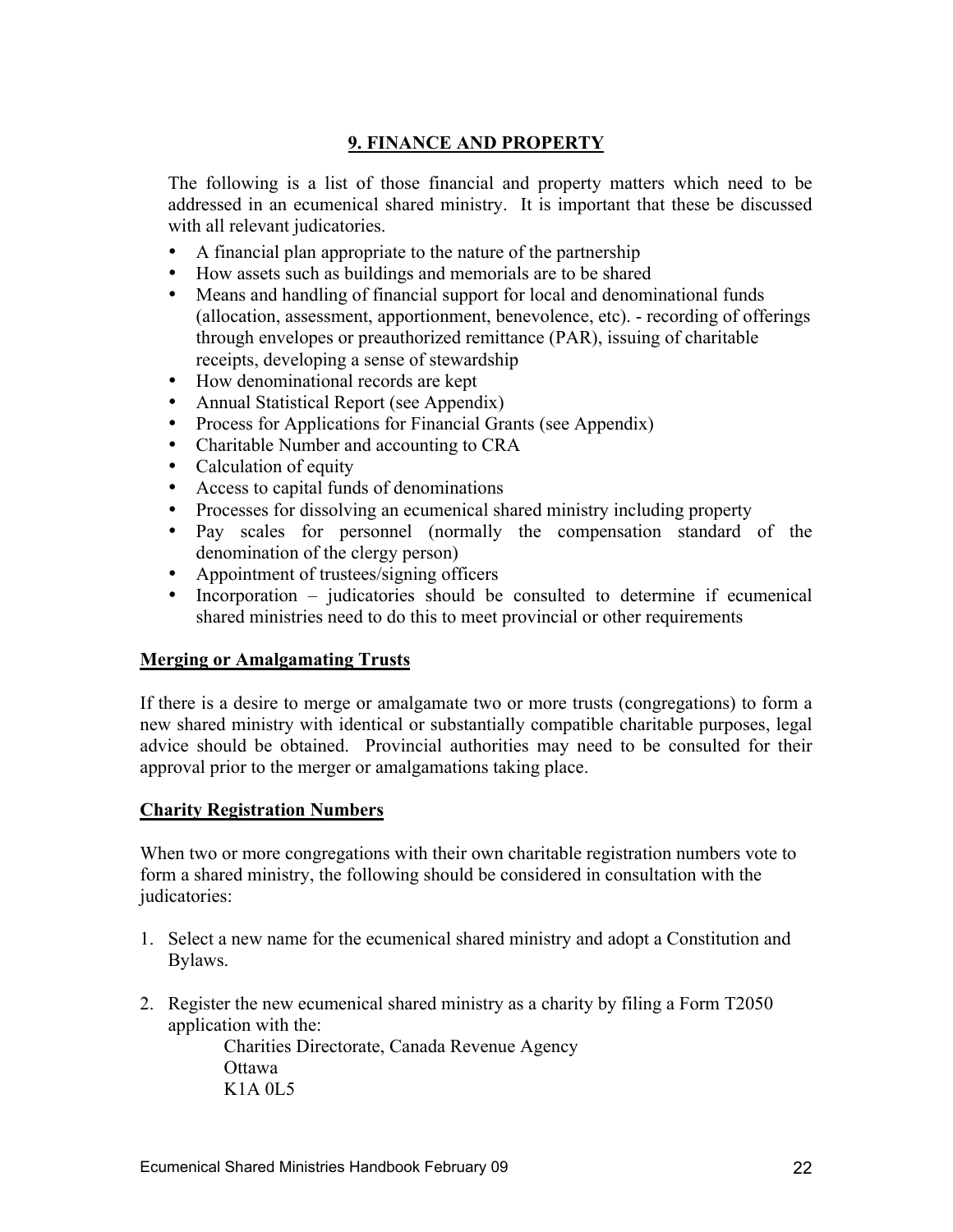## 9. FINANCE AND PROPERTY

The following is a list of those financial and property matters which need to be addressed in an ecumenical shared ministry. It is important that these be discussed with all relevant judicatories.

- A financial plan appropriate to the nature of the partnership
- How assets such as buildings and memorials are to be shared
- Means and handling of financial support for local and denominational funds (allocation, assessment, apportionment, benevolence, etc). - recording of offerings through envelopes or preauthorized remittance (PAR), issuing of charitable receipts, developing a sense of stewardship
- How denominational records are kept
- Annual Statistical Report (see Appendix)
- Process for Applications for Financial Grants (see Appendix)
- Charitable Number and accounting to CRA
- Calculation of equity
- Access to capital funds of denominations
- Processes for dissolving an ecumenical shared ministry including property
- Pay scales for personnel (normally the compensation standard of the denomination of the clergy person)
- Appointment of trustees/signing officers
- Incorporation – judicatories should be consulted to determine if ecumenical shared ministries need to do this to meet provincial or other requirements

### Merging or Amalgamating Trusts

If there is a desire to merge or amalgamate two or more trusts (congregations) to form a new shared ministry with identical or substantially compatible charitable purposes, legal advice should be obtained. Provincial authorities may need to be consulted for their approval prior to the merger or amalgamations taking place.

### Charity Registration Numbers

When two or more congregations with their own charitable registration numbers vote to form a shared ministry, the following should be considered in consultation with the judicatories:

1. Select a new name for the ecumenical shared ministry and adopt a Constitution and Bylaws.

2. Register the new ecumenical shared ministry as a charity by filing a Form T2050 application with the:

   Charities Directorate, Canada Revenue Agency
   Ottawa
   K1A 0L5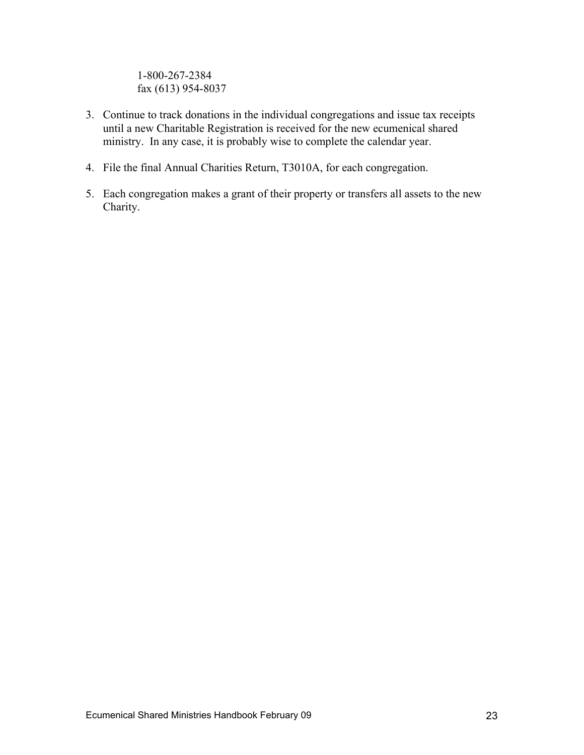1-800-267-2384
fax (613) 954-8037

3. Continue to track donations in the individual congregations and issue tax receipts until a new Charitable Registration is received for the new ecumenical shared ministry. In any case, it is probably wise to complete the calendar year.

4. File the final Annual Charities Return, T3010A, for each congregation.

5. Each congregation makes a grant of their property or transfers all assets to the new Charity.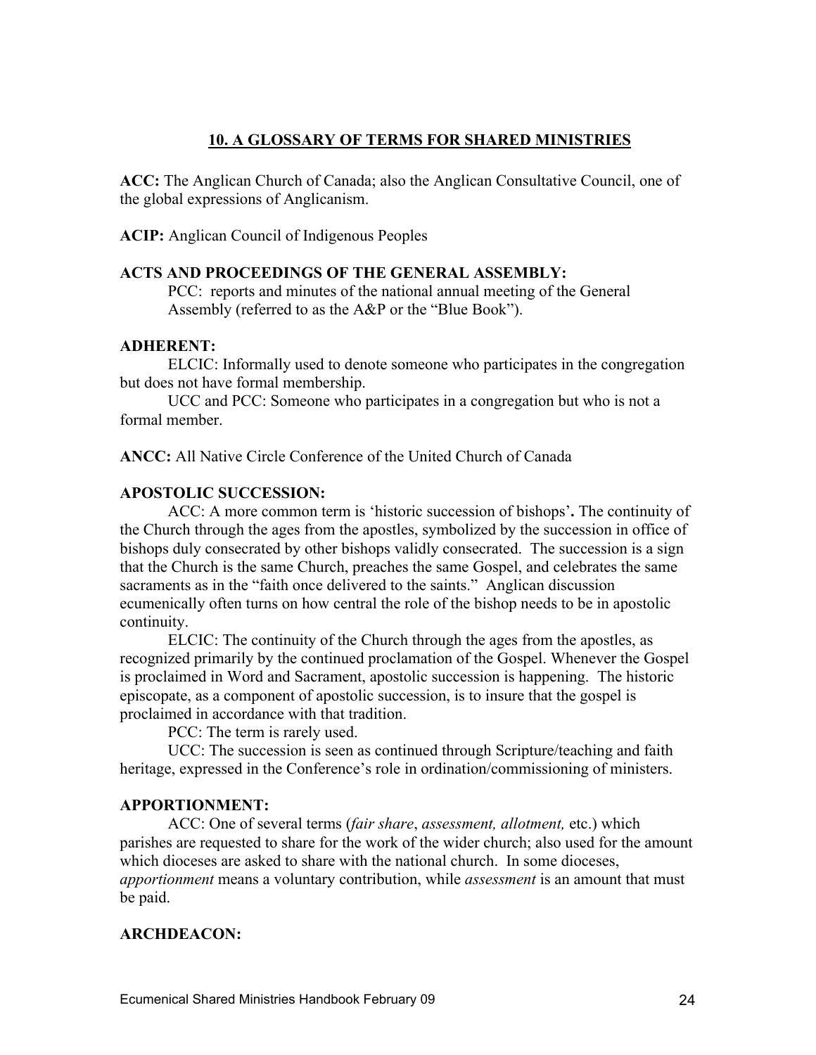## 10. A GLOSSARY OF TERMS FOR SHARED MINISTRIES

**ACC:** The Anglican Church of Canada; also the Anglican Consultative Council, one of the global expressions of Anglicanism.

**ACIP:** Anglican Council of Indigenous Peoples

**ACTS AND PROCEEDINGS OF THE GENERAL ASSEMBLY:**

PCC: reports and minutes of the national annual meeting of the General Assembly (referred to as the A&P or the "Blue Book").

**ADHERENT:**

ELCIC: Informally used to denote someone who participates in the congregation but does not have formal membership.

UCC and PCC: Someone who participates in a congregation but who is not a formal member.

**ANCC:** All Native Circle Conference of the United Church of Canada

**APOSTOLIC SUCCESSION:**

ACC: A more common term is 'historic succession of bishops'**.** The continuity of the Church through the ages from the apostles, symbolized by the succession in office of bishops duly consecrated by other bishops validly consecrated. The succession is a sign that the Church is the same Church, preaches the same Gospel, and celebrates the same sacraments as in the "faith once delivered to the saints." Anglican discussion ecumenically often turns on how central the role of the bishop needs to be in apostolic continuity.

ELCIC: The continuity of the Church through the ages from the apostles, as recognized primarily by the continued proclamation of the Gospel. Whenever the Gospel is proclaimed in Word and Sacrament, apostolic succession is happening. The historic episcopate, as a component of apostolic succession, is to insure that the gospel is proclaimed in accordance with that tradition.

PCC: The term is rarely used.

UCC: The succession is seen as continued through Scripture/teaching and faith heritage, expressed in the Conference's role in ordination/commissioning of ministers.

**APPORTIONMENT:**

ACC: One of several terms (*fair share*, *assessment, allotment,* etc.) which parishes are requested to share for the work of the wider church; also used for the amount which dioceses are asked to share with the national church. In some dioceses, *apportionment* means a voluntary contribution, while *assessment* is an amount that must be paid.

**ARCHDEACON:**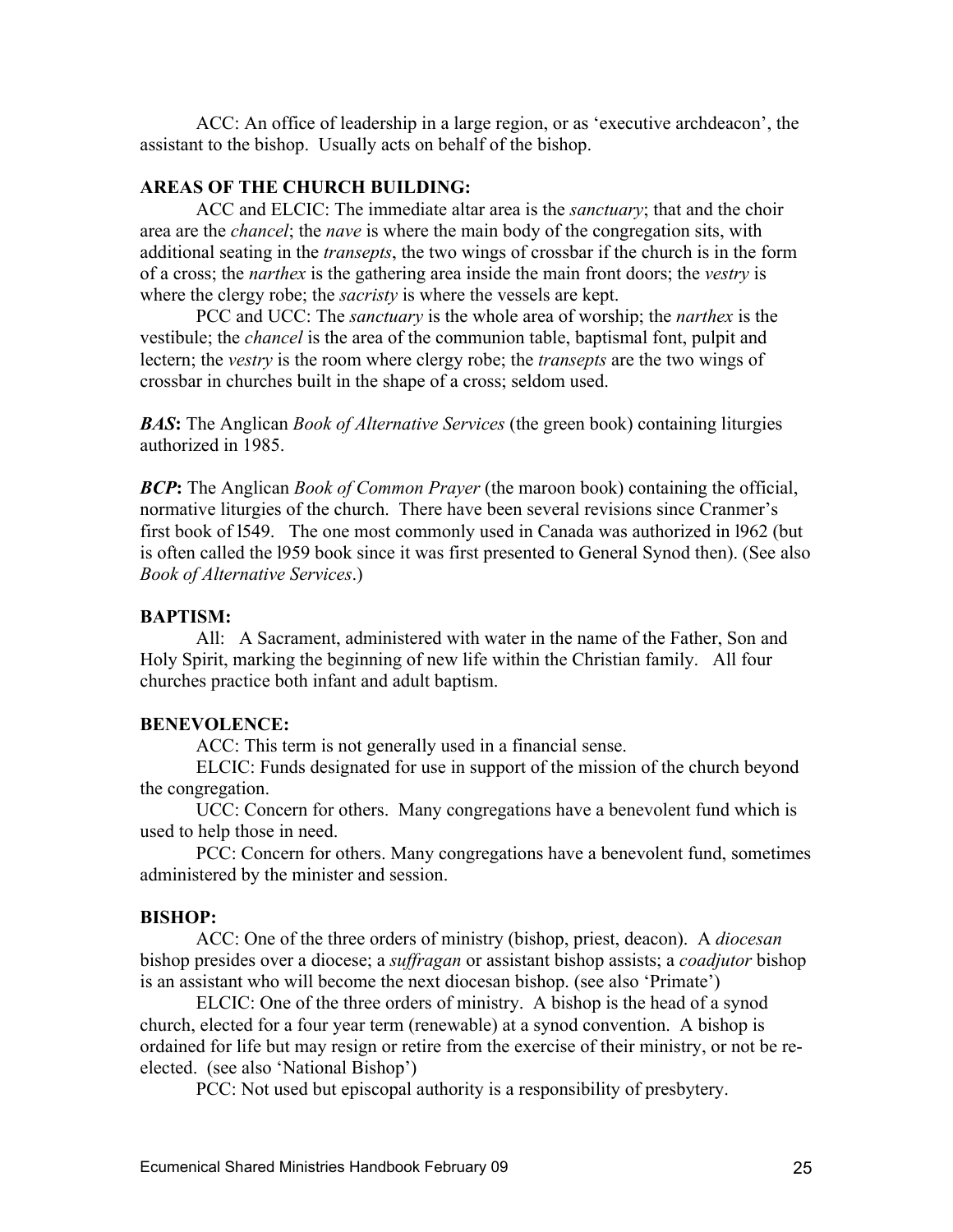ACC: An office of leadership in a large region, or as 'executive archdeacon', the assistant to the bishop. Usually acts on behalf of the bishop.

**AREAS OF THE CHURCH BUILDING:**

ACC and ELCIC: The immediate altar area is the *sanctuary*; that and the choir area are the *chancel*; the *nave* is where the main body of the congregation sits, with additional seating in the *transepts*, the two wings of crossbar if the church is in the form of a cross; the *narthex* is the gathering area inside the main front doors; the *vestry* is where the clergy robe; the *sacristy* is where the vessels are kept.

PCC and UCC: The *sanctuary* is the whole area of worship; the *narthex* is the vestibule; the *chancel* is the area of the communion table, baptismal font, pulpit and lectern; the *vestry* is the room where clergy robe; the *transepts* are the two wings of crossbar in churches built in the shape of a cross; seldom used.

***BAS*:** The Anglican *Book of Alternative Services* (the green book) containing liturgies authorized in 1985.

***BCP*:** The Anglican *Book of Common Prayer* (the maroon book) containing the official, normative liturgies of the church. There have been several revisions since Cranmer's first book of l549. The one most commonly used in Canada was authorized in l962 (but is often called the l959 book since it was first presented to General Synod then). (See also *Book of Alternative Services*.)

**BAPTISM:**

All: A Sacrament, administered with water in the name of the Father, Son and Holy Spirit, marking the beginning of new life within the Christian family. All four churches practice both infant and adult baptism.

**BENEVOLENCE:**

ACC: This term is not generally used in a financial sense.

ELCIC: Funds designated for use in support of the mission of the church beyond the congregation.

UCC: Concern for others. Many congregations have a benevolent fund which is used to help those in need.

PCC: Concern for others. Many congregations have a benevolent fund, sometimes administered by the minister and session.

**BISHOP:**

ACC: One of the three orders of ministry (bishop, priest, deacon). A *diocesan* bishop presides over a diocese; a *suffragan* or assistant bishop assists; a *coadjutor* bishop is an assistant who will become the next diocesan bishop. (see also 'Primate')

ELCIC: One of the three orders of ministry. A bishop is the head of a synod church, elected for a four year term (renewable) at a synod convention. A bishop is ordained for life but may resign or retire from the exercise of their ministry, or not be re-elected. (see also 'National Bishop')

PCC: Not used but episcopal authority is a responsibility of presbytery.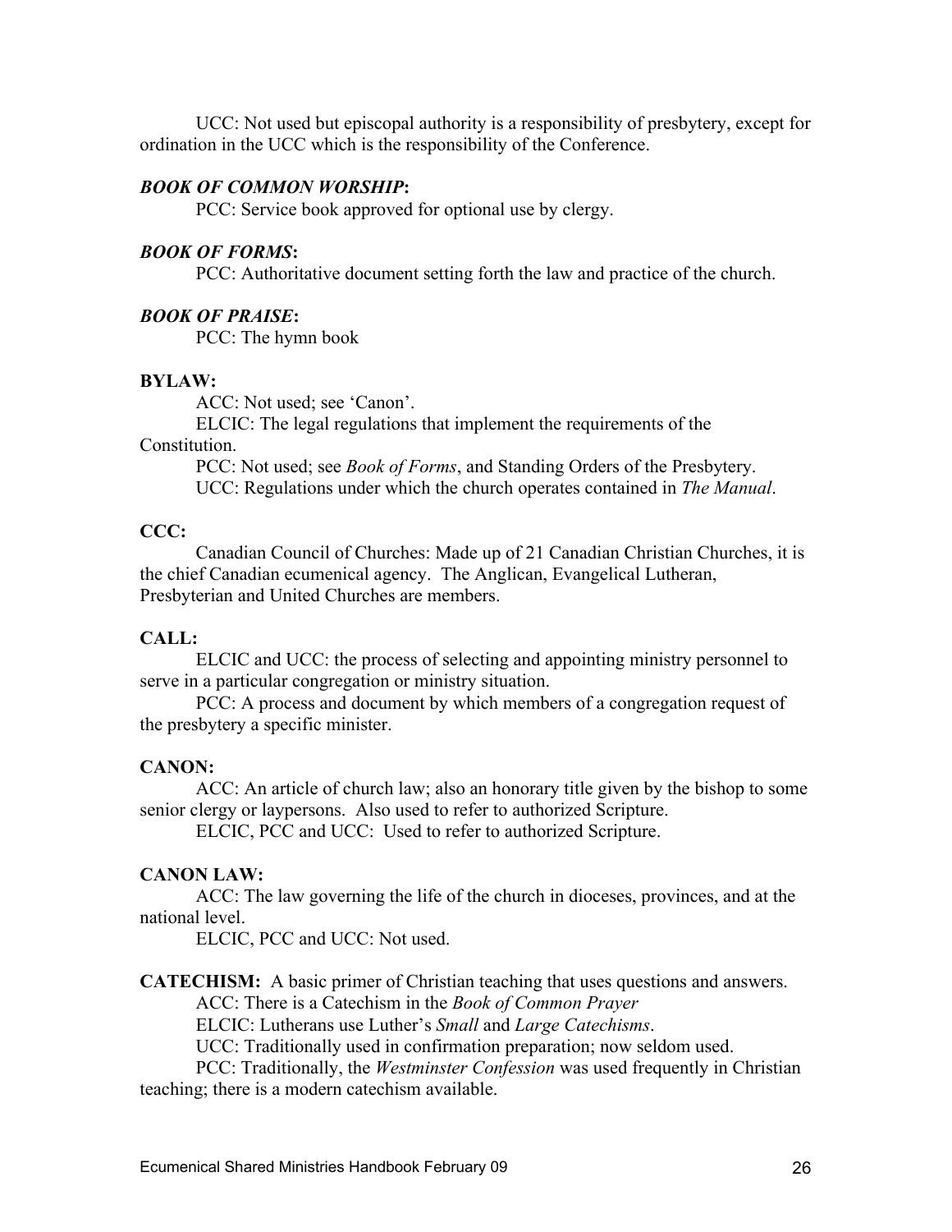UCC: Not used but episcopal authority is a responsibility of presbytery, except for ordination in the UCC which is the responsibility of the Conference.

***BOOK OF COMMON WORSHIP*:**

PCC: Service book approved for optional use by clergy.

***BOOK OF FORMS*:**

PCC: Authoritative document setting forth the law and practice of the church.

***BOOK OF PRAISE*:**

PCC: The hymn book

**BYLAW:**

ACC: Not used; see 'Canon'.

ELCIC: The legal regulations that implement the requirements of the Constitution.

PCC: Not used; see *Book of Forms*, and Standing Orders of the Presbytery.

UCC: Regulations under which the church operates contained in *The Manual*.

**CCC:**

Canadian Council of Churches: Made up of 21 Canadian Christian Churches, it is the chief Canadian ecumenical agency. The Anglican, Evangelical Lutheran, Presbyterian and United Churches are members.

**CALL:**

ELCIC and UCC: the process of selecting and appointing ministry personnel to serve in a particular congregation or ministry situation.

PCC: A process and document by which members of a congregation request of the presbytery a specific minister.

**CANON:**

ACC: An article of church law; also an honorary title given by the bishop to some senior clergy or laypersons. Also used to refer to authorized Scripture.

ELCIC, PCC and UCC: Used to refer to authorized Scripture.

**CANON LAW:**

ACC: The law governing the life of the church in dioceses, provinces, and at the national level.

ELCIC, PCC and UCC: Not used.

**CATECHISM:** A basic primer of Christian teaching that uses questions and answers.

ACC: There is a Catechism in the *Book of Common Prayer*

ELCIC: Lutherans use Luther's *Small* and *Large Catechisms*.

UCC: Traditionally used in confirmation preparation; now seldom used.

PCC: Traditionally, the *Westminster Confession* was used frequently in Christian teaching; there is a modern catechism available.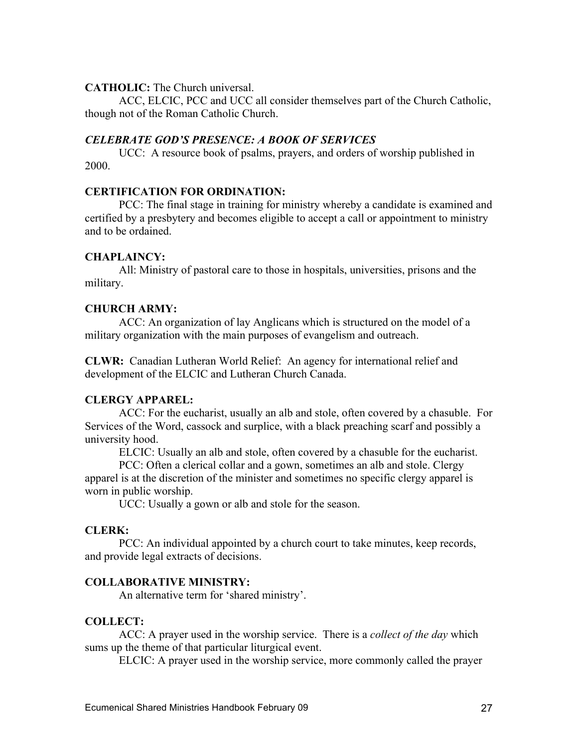**CATHOLIC:** The Church universal.

ACC, ELCIC, PCC and UCC all consider themselves part of the Church Catholic, though not of the Roman Catholic Church.

***CELEBRATE GOD'S PRESENCE: A BOOK OF SERVICES***

UCC: A resource book of psalms, prayers, and orders of worship published in 2000.

**CERTIFICATION FOR ORDINATION:**

PCC: The final stage in training for ministry whereby a candidate is examined and certified by a presbytery and becomes eligible to accept a call or appointment to ministry and to be ordained.

**CHAPLAINCY:**

All: Ministry of pastoral care to those in hospitals, universities, prisons and the military.

**CHURCH ARMY:**

ACC: An organization of lay Anglicans which is structured on the model of a military organization with the main purposes of evangelism and outreach.

**CLWR:** Canadian Lutheran World Relief: An agency for international relief and development of the ELCIC and Lutheran Church Canada.

**CLERGY APPAREL:**

ACC: For the eucharist, usually an alb and stole, often covered by a chasuble. For Services of the Word, cassock and surplice, with a black preaching scarf and possibly a university hood.

ELCIC: Usually an alb and stole, often covered by a chasuble for the eucharist.

PCC: Often a clerical collar and a gown, sometimes an alb and stole. Clergy apparel is at the discretion of the minister and sometimes no specific clergy apparel is worn in public worship.

UCC: Usually a gown or alb and stole for the season.

**CLERK:**

PCC: An individual appointed by a church court to take minutes, keep records, and provide legal extracts of decisions.

**COLLABORATIVE MINISTRY:**

An alternative term for 'shared ministry'.

**COLLECT:**

ACC: A prayer used in the worship service. There is a *collect of the day* which sums up the theme of that particular liturgical event.

ELCIC: A prayer used in the worship service, more commonly called the prayer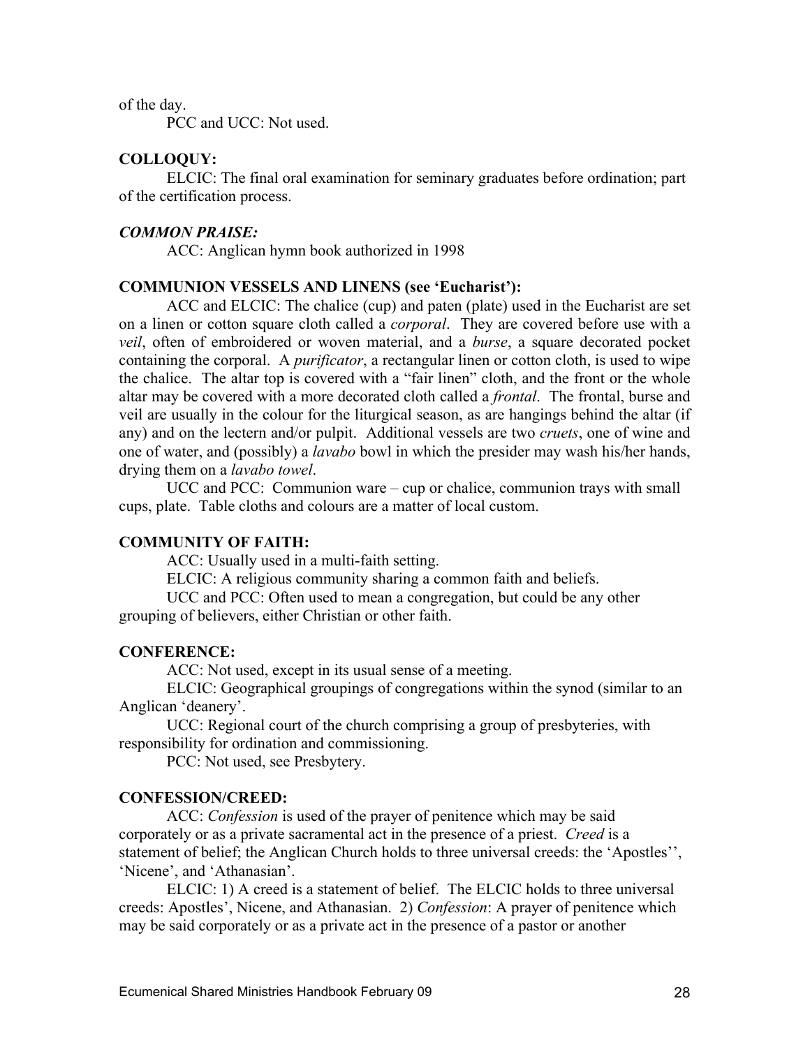of the day.

PCC and UCC: Not used.

**COLLOQUY:**

ELCIC: The final oral examination for seminary graduates before ordination; part of the certification process.

***COMMON PRAISE:***

ACC: Anglican hymn book authorized in 1998

**COMMUNION VESSELS AND LINENS (see 'Eucharist'):**

ACC and ELCIC: The chalice (cup) and paten (plate) used in the Eucharist are set on a linen or cotton square cloth called a *corporal*. They are covered before use with a *veil*, often of embroidered or woven material, and a *burse*, a square decorated pocket containing the corporal. A *purificator*, a rectangular linen or cotton cloth, is used to wipe the chalice. The altar top is covered with a "fair linen" cloth, and the front or the whole altar may be covered with a more decorated cloth called a *frontal*. The frontal, burse and veil are usually in the colour for the liturgical season, as are hangings behind the altar (if any) and on the lectern and/or pulpit. Additional vessels are two *cruets*, one of wine and one of water, and (possibly) a *lavabo* bowl in which the presider may wash his/her hands, drying them on a *lavabo towel*.

UCC and PCC: Communion ware – cup or chalice, communion trays with small cups, plate. Table cloths and colours are a matter of local custom.

**COMMUNITY OF FAITH:**

ACC: Usually used in a multi-faith setting.

ELCIC: A religious community sharing a common faith and beliefs.

UCC and PCC: Often used to mean a congregation, but could be any other grouping of believers, either Christian or other faith.

**CONFERENCE:**

ACC: Not used, except in its usual sense of a meeting.

ELCIC: Geographical groupings of congregations within the synod (similar to an Anglican 'deanery'.

UCC: Regional court of the church comprising a group of presbyteries, with responsibility for ordination and commissioning.

PCC: Not used, see Presbytery.

**CONFESSION/CREED:**

ACC: *Confession* is used of the prayer of penitence which may be said corporately or as a private sacramental act in the presence of a priest. *Creed* is a statement of belief; the Anglican Church holds to three universal creeds: the 'Apostles'', 'Nicene', and 'Athanasian'.

ELCIC: 1) A creed is a statement of belief. The ELCIC holds to three universal creeds: Apostles', Nicene, and Athanasian. 2) *Confession*: A prayer of penitence which may be said corporately or as a private act in the presence of a pastor or another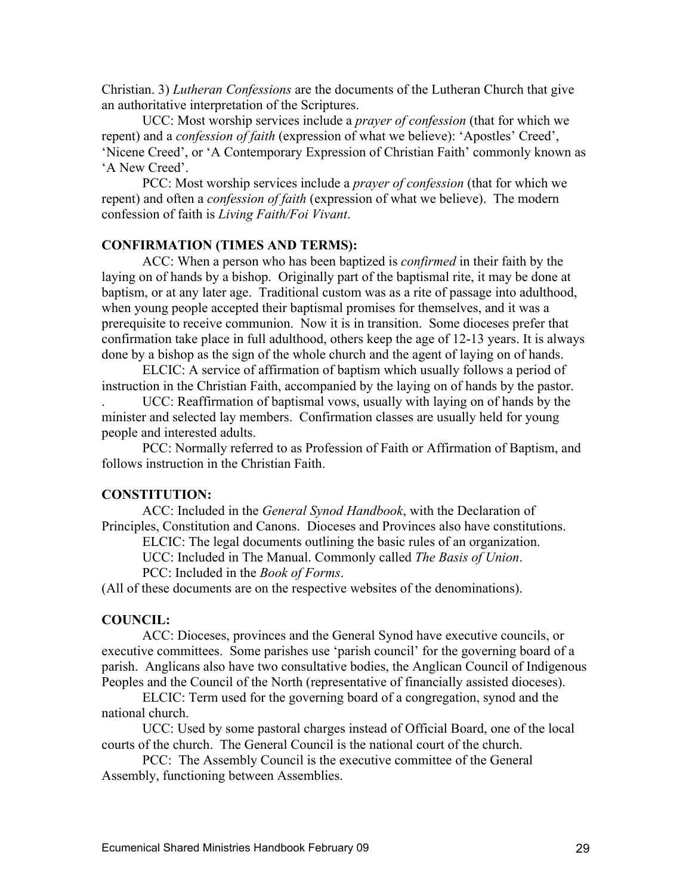Christian. 3) *Lutheran Confessions* are the documents of the Lutheran Church that give an authoritative interpretation of the Scriptures.

UCC: Most worship services include a *prayer of confession* (that for which we repent) and a *confession of faith* (expression of what we believe): 'Apostles' Creed', 'Nicene Creed', or 'A Contemporary Expression of Christian Faith' commonly known as 'A New Creed'.

PCC: Most worship services include a *prayer of confession* (that for which we repent) and often a *confession of faith* (expression of what we believe). The modern confession of faith is *Living Faith/Foi Vivant*.

**CONFIRMATION (TIMES AND TERMS):**

ACC: When a person who has been baptized is *confirmed* in their faith by the laying on of hands by a bishop. Originally part of the baptismal rite, it may be done at baptism, or at any later age. Traditional custom was as a rite of passage into adulthood, when young people accepted their baptismal promises for themselves, and it was a prerequisite to receive communion. Now it is in transition. Some dioceses prefer that confirmation take place in full adulthood, others keep the age of 12-13 years. It is always done by a bishop as the sign of the whole church and the agent of laying on of hands.

ELCIC: A service of affirmation of baptism which usually follows a period of instruction in the Christian Faith, accompanied by the laying on of hands by the pastor.

. UCC: Reaffirmation of baptismal vows, usually with laying on of hands by the minister and selected lay members. Confirmation classes are usually held for young people and interested adults.

PCC: Normally referred to as Profession of Faith or Affirmation of Baptism, and follows instruction in the Christian Faith.

**CONSTITUTION:**

ACC: Included in the *General Synod Handbook*, with the Declaration of Principles, Constitution and Canons. Dioceses and Provinces also have constitutions.

ELCIC: The legal documents outlining the basic rules of an organization.

UCC: Included in The Manual. Commonly called *The Basis of Union*.

PCC: Included in the *Book of Forms*.

(All of these documents are on the respective websites of the denominations).

**COUNCIL:**

ACC: Dioceses, provinces and the General Synod have executive councils, or executive committees. Some parishes use 'parish council' for the governing board of a parish. Anglicans also have two consultative bodies, the Anglican Council of Indigenous Peoples and the Council of the North (representative of financially assisted dioceses).

ELCIC: Term used for the governing board of a congregation, synod and the national church.

UCC: Used by some pastoral charges instead of Official Board, one of the local courts of the church. The General Council is the national court of the church.

PCC: The Assembly Council is the executive committee of the General Assembly, functioning between Assemblies.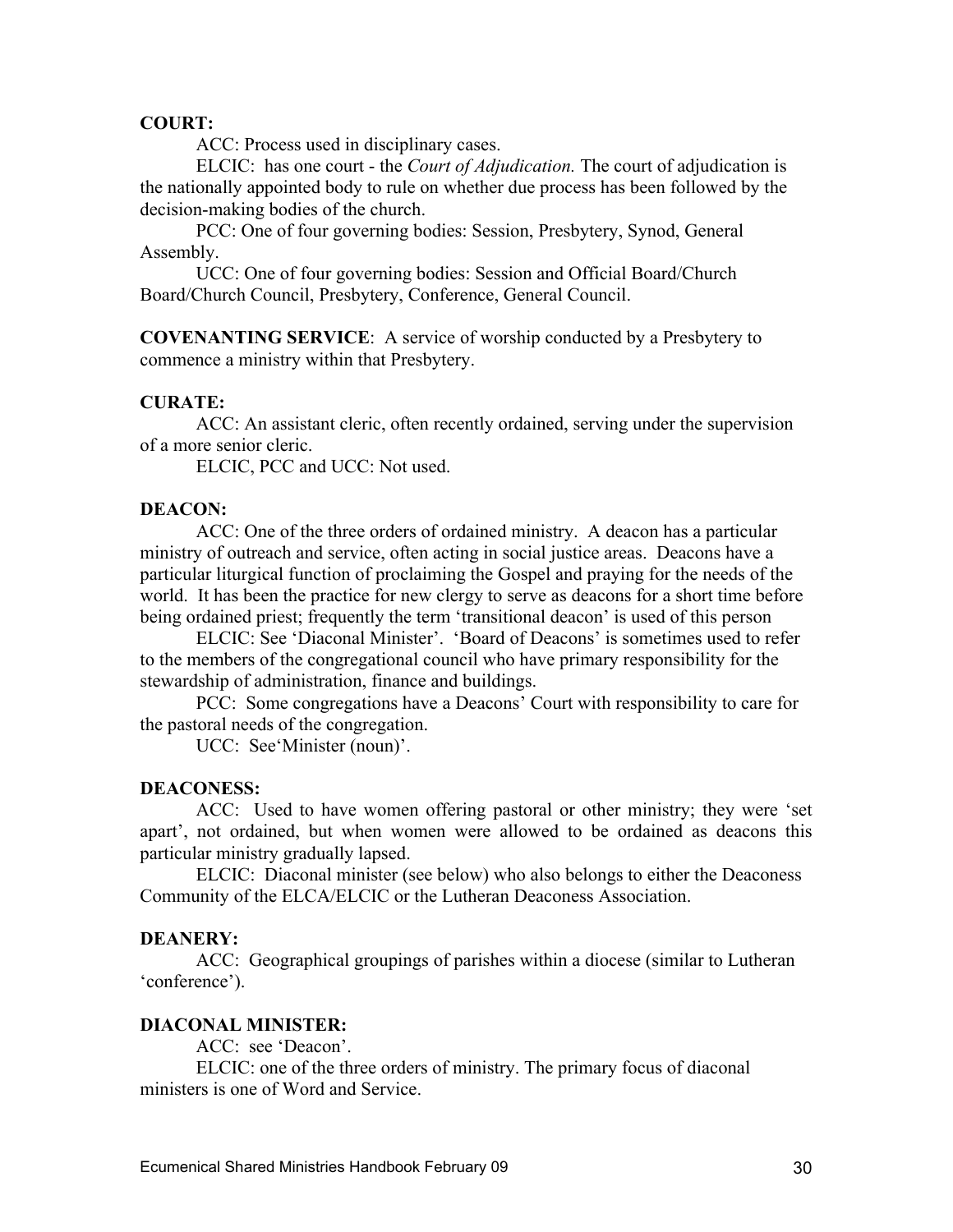**COURT:**

ACC: Process used in disciplinary cases.

ELCIC: has one court - the *Court of Adjudication.* The court of adjudication is the nationally appointed body to rule on whether due process has been followed by the decision-making bodies of the church.

PCC: One of four governing bodies: Session, Presbytery, Synod, General Assembly.

UCC: One of four governing bodies: Session and Official Board/Church Board/Church Council, Presbytery, Conference, General Council.

**COVENANTING SERVICE**: A service of worship conducted by a Presbytery to commence a ministry within that Presbytery.

**CURATE:**

ACC: An assistant cleric, often recently ordained, serving under the supervision of a more senior cleric.

ELCIC, PCC and UCC: Not used.

**DEACON:**

ACC: One of the three orders of ordained ministry. A deacon has a particular ministry of outreach and service, often acting in social justice areas. Deacons have a particular liturgical function of proclaiming the Gospel and praying for the needs of the world. It has been the practice for new clergy to serve as deacons for a short time before being ordained priest; frequently the term 'transitional deacon' is used of this person

ELCIC: See 'Diaconal Minister'. 'Board of Deacons' is sometimes used to refer to the members of the congregational council who have primary responsibility for the stewardship of administration, finance and buildings.

PCC: Some congregations have a Deacons' Court with responsibility to care for the pastoral needs of the congregation.

UCC: See'Minister (noun)'.

**DEACONESS:**

ACC: Used to have women offering pastoral or other ministry; they were 'set apart', not ordained, but when women were allowed to be ordained as deacons this particular ministry gradually lapsed.

ELCIC: Diaconal minister (see below) who also belongs to either the Deaconess Community of the ELCA/ELCIC or the Lutheran Deaconess Association.

**DEANERY:**

ACC: Geographical groupings of parishes within a diocese (similar to Lutheran 'conference').

**DIACONAL MINISTER:**

ACC: see 'Deacon'.

ELCIC: one of the three orders of ministry. The primary focus of diaconal ministers is one of Word and Service.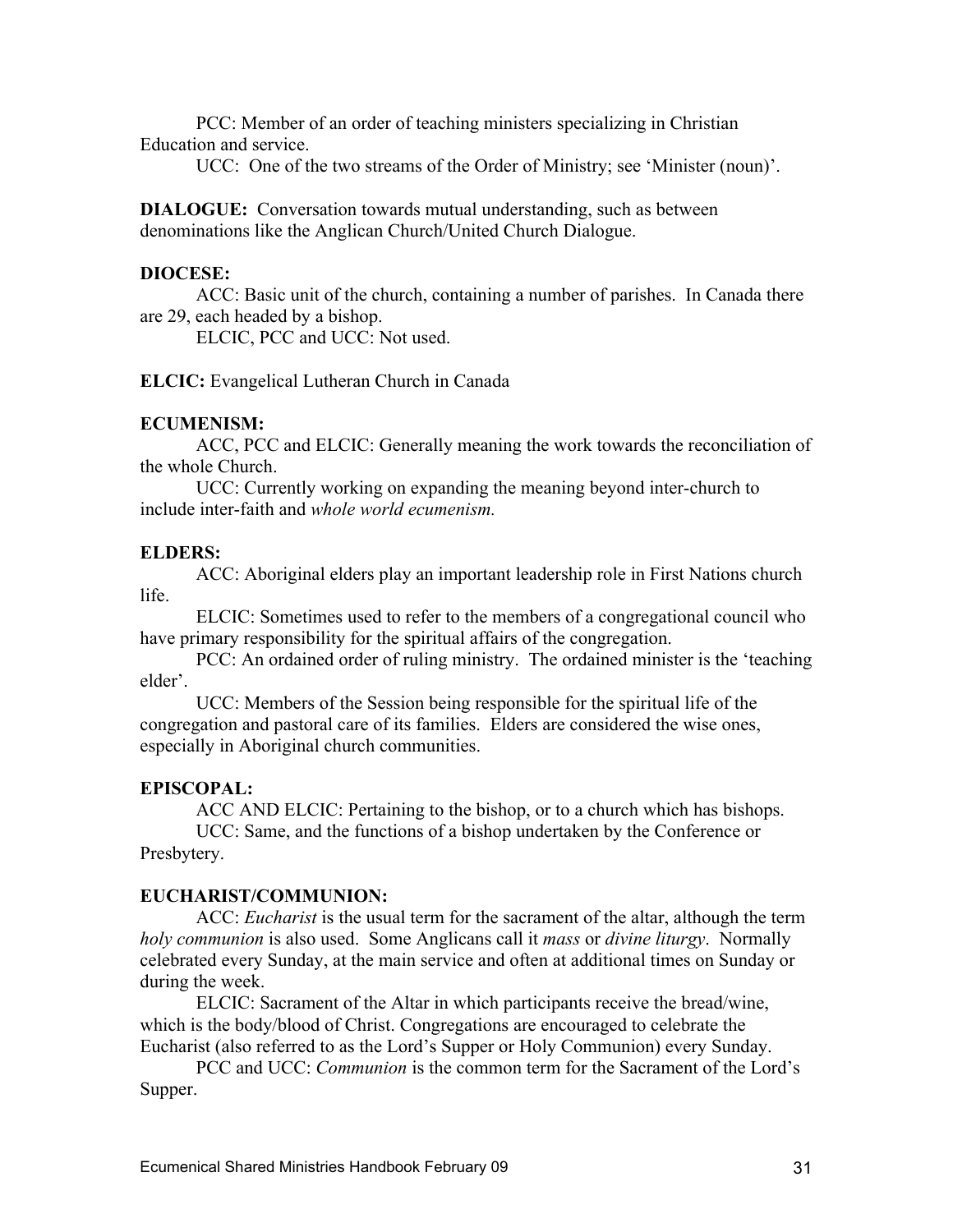PCC: Member of an order of teaching ministers specializing in Christian Education and service.

UCC: One of the two streams of the Order of Ministry; see 'Minister (noun)'.

**DIALOGUE:** Conversation towards mutual understanding, such as between denominations like the Anglican Church/United Church Dialogue.

**DIOCESE:**

ACC: Basic unit of the church, containing a number of parishes. In Canada there are 29, each headed by a bishop.

ELCIC, PCC and UCC: Not used.

**ELCIC:** Evangelical Lutheran Church in Canada

**ECUMENISM:**

ACC, PCC and ELCIC: Generally meaning the work towards the reconciliation of the whole Church.

UCC: Currently working on expanding the meaning beyond inter-church to include inter-faith and *whole world ecumenism.*

**ELDERS:**

ACC: Aboriginal elders play an important leadership role in First Nations church life.

ELCIC: Sometimes used to refer to the members of a congregational council who have primary responsibility for the spiritual affairs of the congregation.

PCC: An ordained order of ruling ministry. The ordained minister is the 'teaching elder'.

UCC: Members of the Session being responsible for the spiritual life of the congregation and pastoral care of its families. Elders are considered the wise ones, especially in Aboriginal church communities.

**EPISCOPAL:**

ACC AND ELCIC: Pertaining to the bishop, or to a church which has bishops.

UCC: Same, and the functions of a bishop undertaken by the Conference or Presbytery.

**EUCHARIST/COMMUNION:**

ACC: *Eucharist* is the usual term for the sacrament of the altar, although the term *holy communion* is also used. Some Anglicans call it *mass* or *divine liturgy*. Normally celebrated every Sunday, at the main service and often at additional times on Sunday or during the week.

ELCIC: Sacrament of the Altar in which participants receive the bread/wine, which is the body/blood of Christ. Congregations are encouraged to celebrate the Eucharist (also referred to as the Lord's Supper or Holy Communion) every Sunday.

PCC and UCC: *Communion* is the common term for the Sacrament of the Lord's Supper.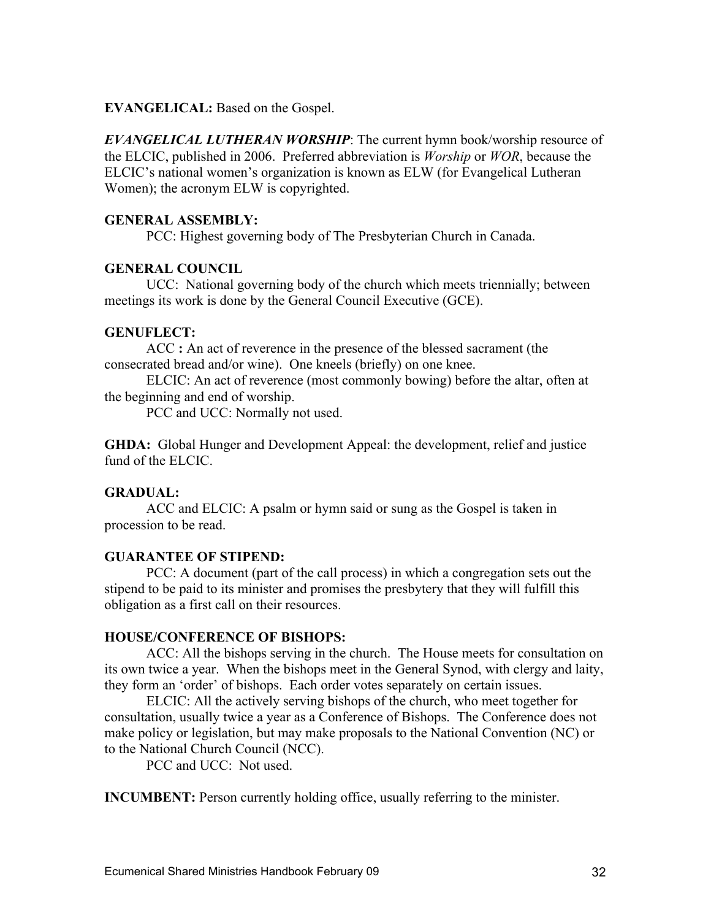**EVANGELICAL:** Based on the Gospel.

***EVANGELICAL LUTHERAN WORSHIP***: The current hymn book/worship resource of the ELCIC, published in 2006. Preferred abbreviation is *Worship* or *WOR*, because the ELCIC's national women's organization is known as ELW (for Evangelical Lutheran Women); the acronym ELW is copyrighted.

**GENERAL ASSEMBLY:**

PCC: Highest governing body of The Presbyterian Church in Canada.

**GENERAL COUNCIL**

UCC: National governing body of the church which meets triennially; between meetings its work is done by the General Council Executive (GCE).

**GENUFLECT:**

ACC **:** An act of reverence in the presence of the blessed sacrament (the consecrated bread and/or wine). One kneels (briefly) on one knee.

ELCIC: An act of reverence (most commonly bowing) before the altar, often at the beginning and end of worship.

PCC and UCC: Normally not used.

**GHDA:** Global Hunger and Development Appeal: the development, relief and justice fund of the ELCIC.

**GRADUAL:**

ACC and ELCIC: A psalm or hymn said or sung as the Gospel is taken in procession to be read.

**GUARANTEE OF STIPEND:**

PCC: A document (part of the call process) in which a congregation sets out the stipend to be paid to its minister and promises the presbytery that they will fulfill this obligation as a first call on their resources.

**HOUSE/CONFERENCE OF BISHOPS:**

ACC: All the bishops serving in the church. The House meets for consultation on its own twice a year. When the bishops meet in the General Synod, with clergy and laity, they form an 'order' of bishops. Each order votes separately on certain issues.

ELCIC: All the actively serving bishops of the church, who meet together for consultation, usually twice a year as a Conference of Bishops. The Conference does not make policy or legislation, but may make proposals to the National Convention (NC) or to the National Church Council (NCC).

PCC and UCC: Not used.

**INCUMBENT:** Person currently holding office, usually referring to the minister.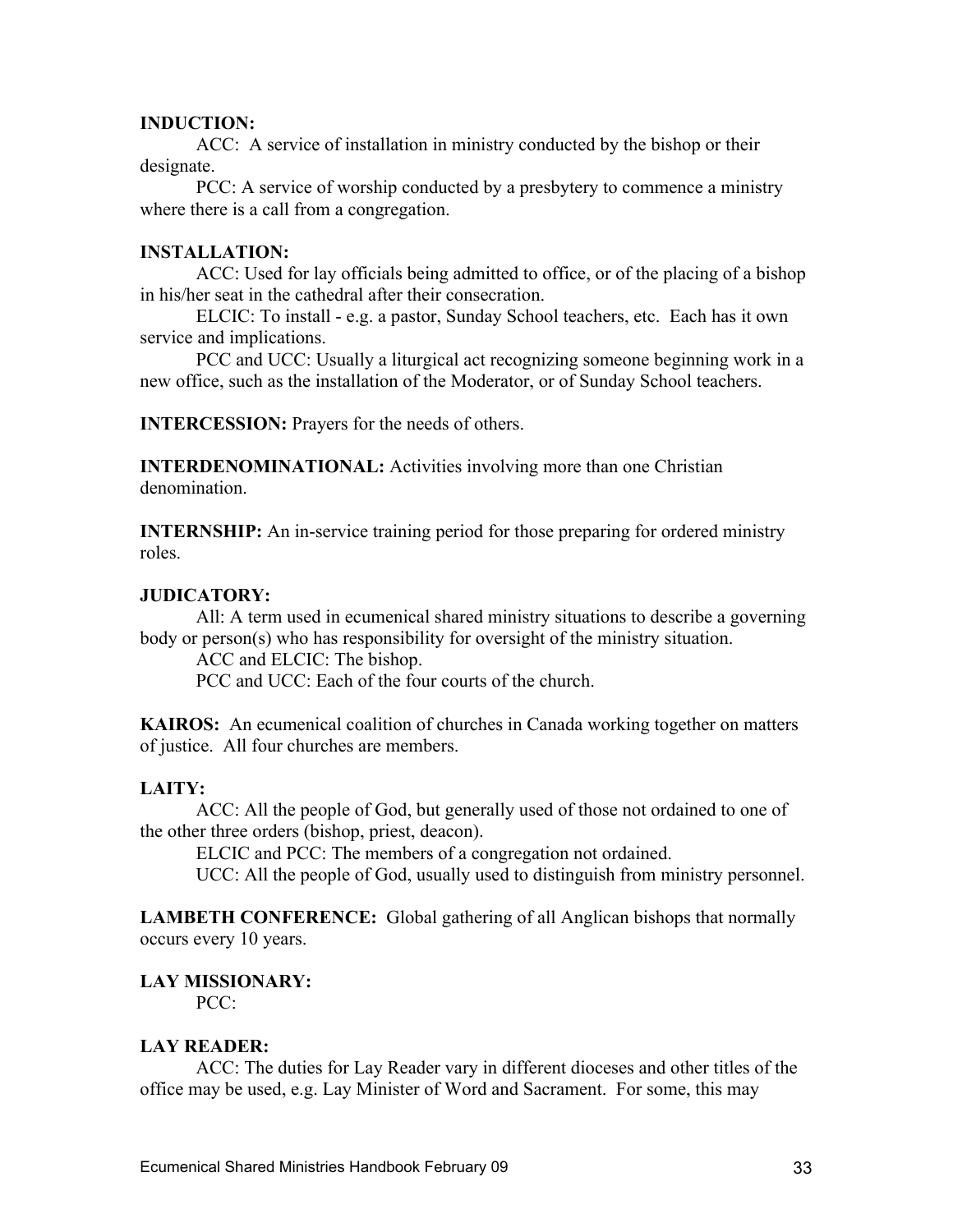**INDUCTION:**

ACC: A service of installation in ministry conducted by the bishop or their designate.

PCC: A service of worship conducted by a presbytery to commence a ministry where there is a call from a congregation.

**INSTALLATION:**

ACC: Used for lay officials being admitted to office, or of the placing of a bishop in his/her seat in the cathedral after their consecration.

ELCIC: To install - e.g. a pastor, Sunday School teachers, etc. Each has it own service and implications.

PCC and UCC: Usually a liturgical act recognizing someone beginning work in a new office, such as the installation of the Moderator, or of Sunday School teachers.

**INTERCESSION:** Prayers for the needs of others.

**INTERDENOMINATIONAL:** Activities involving more than one Christian denomination.

**INTERNSHIP:** An in-service training period for those preparing for ordered ministry roles.

**JUDICATORY:**

All: A term used in ecumenical shared ministry situations to describe a governing body or person(s) who has responsibility for oversight of the ministry situation.

ACC and ELCIC: The bishop.

PCC and UCC: Each of the four courts of the church.

**KAIROS:** An ecumenical coalition of churches in Canada working together on matters of justice. All four churches are members.

**LAITY:**

ACC: All the people of God, but generally used of those not ordained to one of the other three orders (bishop, priest, deacon).

ELCIC and PCC: The members of a congregation not ordained.

UCC: All the people of God, usually used to distinguish from ministry personnel.

**LAMBETH CONFERENCE:** Global gathering of all Anglican bishops that normally occurs every 10 years.

**LAY MISSIONARY:**

PCC:

**LAY READER:**

ACC: The duties for Lay Reader vary in different dioceses and other titles of the office may be used, e.g. Lay Minister of Word and Sacrament. For some, this may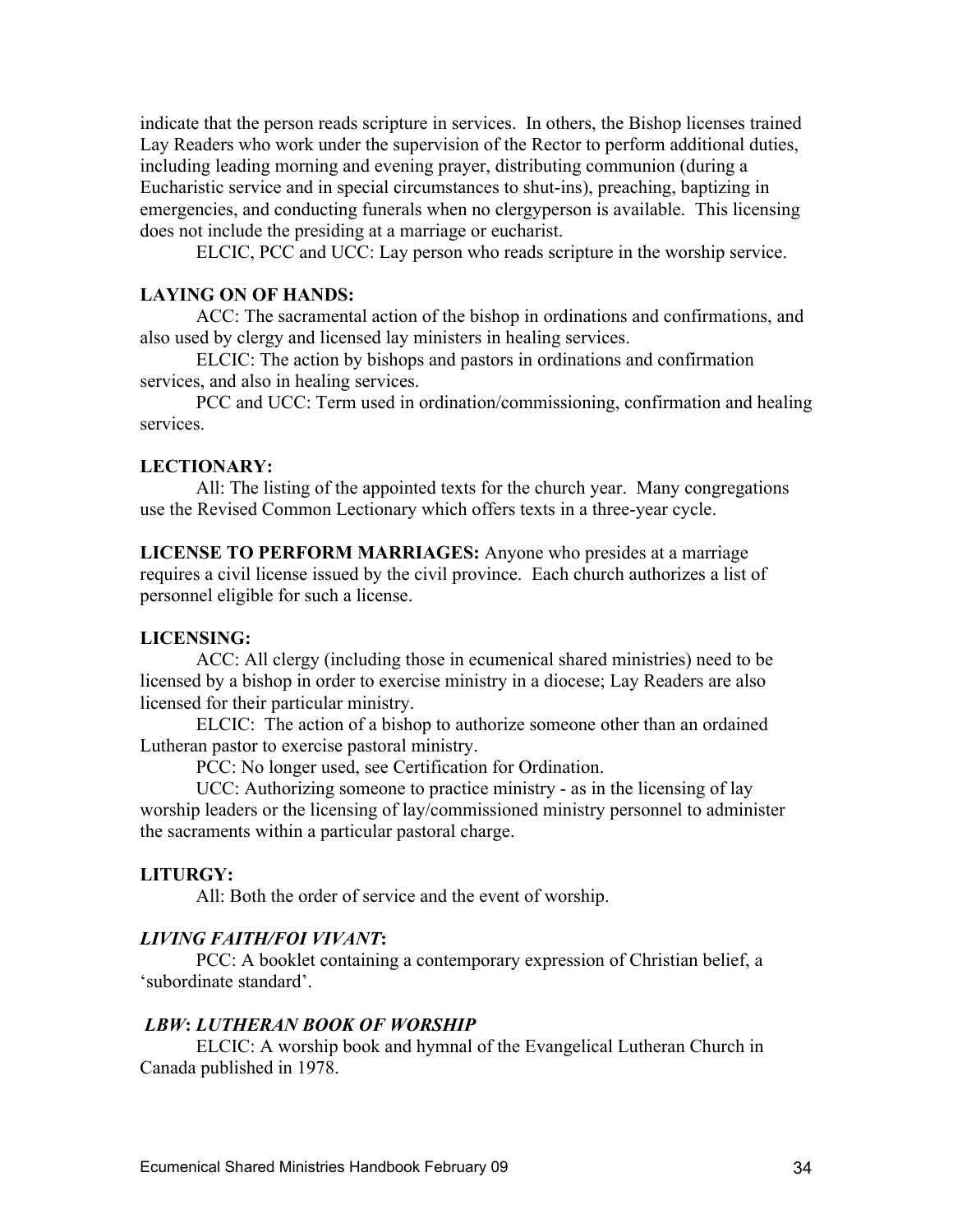indicate that the person reads scripture in services. In others, the Bishop licenses trained Lay Readers who work under the supervision of the Rector to perform additional duties, including leading morning and evening prayer, distributing communion (during a Eucharistic service and in special circumstances to shut-ins), preaching, baptizing in emergencies, and conducting funerals when no clergyperson is available. This licensing does not include the presiding at a marriage or eucharist.

ELCIC, PCC and UCC: Lay person who reads scripture in the worship service.

**LAYING ON OF HANDS:**

ACC: The sacramental action of the bishop in ordinations and confirmations, and also used by clergy and licensed lay ministers in healing services.

ELCIC: The action by bishops and pastors in ordinations and confirmation services, and also in healing services.

PCC and UCC: Term used in ordination/commissioning, confirmation and healing services.

**LECTIONARY:**

All: The listing of the appointed texts for the church year. Many congregations use the Revised Common Lectionary which offers texts in a three-year cycle.

**LICENSE TO PERFORM MARRIAGES:** Anyone who presides at a marriage requires a civil license issued by the civil province. Each church authorizes a list of personnel eligible for such a license.

**LICENSING:**

ACC: All clergy (including those in ecumenical shared ministries) need to be licensed by a bishop in order to exercise ministry in a diocese; Lay Readers are also licensed for their particular ministry.

ELCIC: The action of a bishop to authorize someone other than an ordained Lutheran pastor to exercise pastoral ministry.

PCC: No longer used, see Certification for Ordination.

UCC: Authorizing someone to practice ministry - as in the licensing of lay worship leaders or the licensing of lay/commissioned ministry personnel to administer the sacraments within a particular pastoral charge.

**LITURGY:**

All: Both the order of service and the event of worship.

***LIVING FAITH/FOI VIVANT*:**

PCC: A booklet containing a contemporary expression of Christian belief, a 'subordinate standard'.

***LBW*: *LUTHERAN BOOK OF WORSHIP***

ELCIC: A worship book and hymnal of the Evangelical Lutheran Church in Canada published in 1978.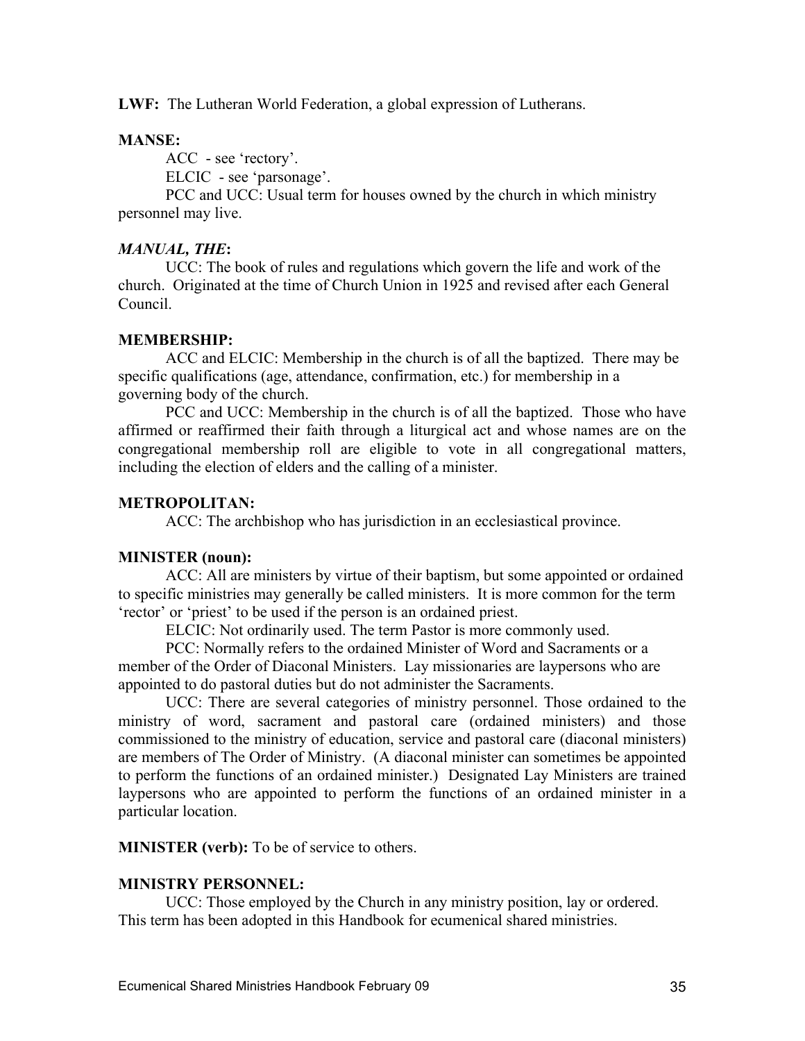**LWF:** The Lutheran World Federation, a global expression of Lutherans.

**MANSE:**

ACC - see 'rectory'.

ELCIC - see 'parsonage'.

PCC and UCC: Usual term for houses owned by the church in which ministry personnel may live.

***MANUAL, THE*:**

UCC: The book of rules and regulations which govern the life and work of the church. Originated at the time of Church Union in 1925 and revised after each General Council.

**MEMBERSHIP:**

ACC and ELCIC: Membership in the church is of all the baptized. There may be specific qualifications (age, attendance, confirmation, etc.) for membership in a governing body of the church.

PCC and UCC: Membership in the church is of all the baptized. Those who have affirmed or reaffirmed their faith through a liturgical act and whose names are on the congregational membership roll are eligible to vote in all congregational matters, including the election of elders and the calling of a minister.

**METROPOLITAN:**

ACC: The archbishop who has jurisdiction in an ecclesiastical province.

**MINISTER (noun):**

ACC: All are ministers by virtue of their baptism, but some appointed or ordained to specific ministries may generally be called ministers. It is more common for the term 'rector' or 'priest' to be used if the person is an ordained priest.

ELCIC: Not ordinarily used. The term Pastor is more commonly used.

PCC: Normally refers to the ordained Minister of Word and Sacraments or a member of the Order of Diaconal Ministers. Lay missionaries are laypersons who are appointed to do pastoral duties but do not administer the Sacraments.

UCC: There are several categories of ministry personnel. Those ordained to the ministry of word, sacrament and pastoral care (ordained ministers) and those commissioned to the ministry of education, service and pastoral care (diaconal ministers) are members of The Order of Ministry. (A diaconal minister can sometimes be appointed to perform the functions of an ordained minister.) Designated Lay Ministers are trained laypersons who are appointed to perform the functions of an ordained minister in a particular location.

**MINISTER (verb):** To be of service to others.

**MINISTRY PERSONNEL:**

UCC: Those employed by the Church in any ministry position, lay or ordered. This term has been adopted in this Handbook for ecumenical shared ministries.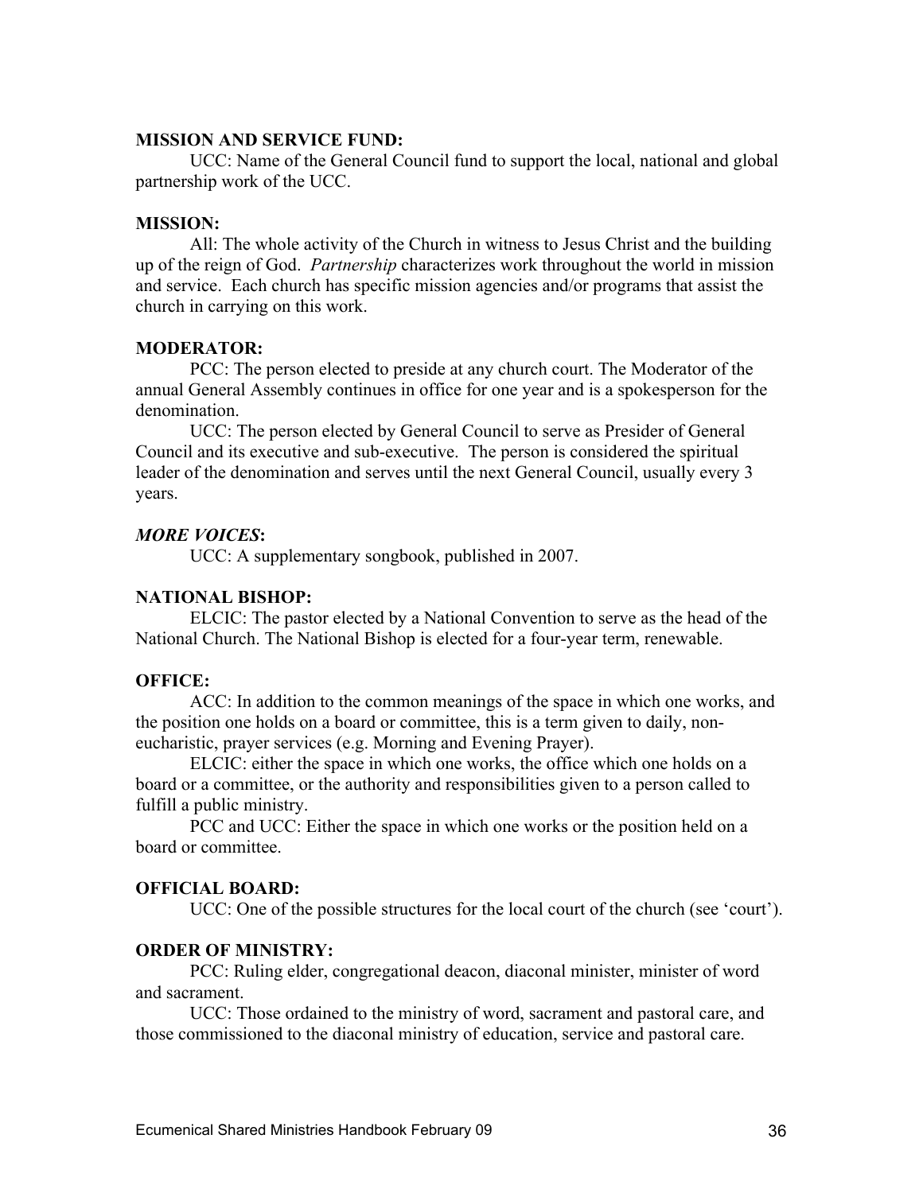**MISSION AND SERVICE FUND:**

UCC: Name of the General Council fund to support the local, national and global partnership work of the UCC.

**MISSION:**

All: The whole activity of the Church in witness to Jesus Christ and the building up of the reign of God. *Partnership* characterizes work throughout the world in mission and service. Each church has specific mission agencies and/or programs that assist the church in carrying on this work.

**MODERATOR:**

PCC: The person elected to preside at any church court. The Moderator of the annual General Assembly continues in office for one year and is a spokesperson for the denomination.

UCC: The person elected by General Council to serve as Presider of General Council and its executive and sub-executive. The person is considered the spiritual leader of the denomination and serves until the next General Council, usually every 3 years.

***MORE VOICES*:**

UCC: A supplementary songbook, published in 2007.

**NATIONAL BISHOP:**

ELCIC: The pastor elected by a National Convention to serve as the head of the National Church. The National Bishop is elected for a four-year term, renewable.

**OFFICE:**

ACC: In addition to the common meanings of the space in which one works, and the position one holds on a board or committee, this is a term given to daily, non-eucharistic, prayer services (e.g. Morning and Evening Prayer).

ELCIC: either the space in which one works, the office which one holds on a board or a committee, or the authority and responsibilities given to a person called to fulfill a public ministry.

PCC and UCC: Either the space in which one works or the position held on a board or committee.

**OFFICIAL BOARD:**

UCC: One of the possible structures for the local court of the church (see 'court').

**ORDER OF MINISTRY:**

PCC: Ruling elder, congregational deacon, diaconal minister, minister of word and sacrament.

UCC: Those ordained to the ministry of word, sacrament and pastoral care, and those commissioned to the diaconal ministry of education, service and pastoral care.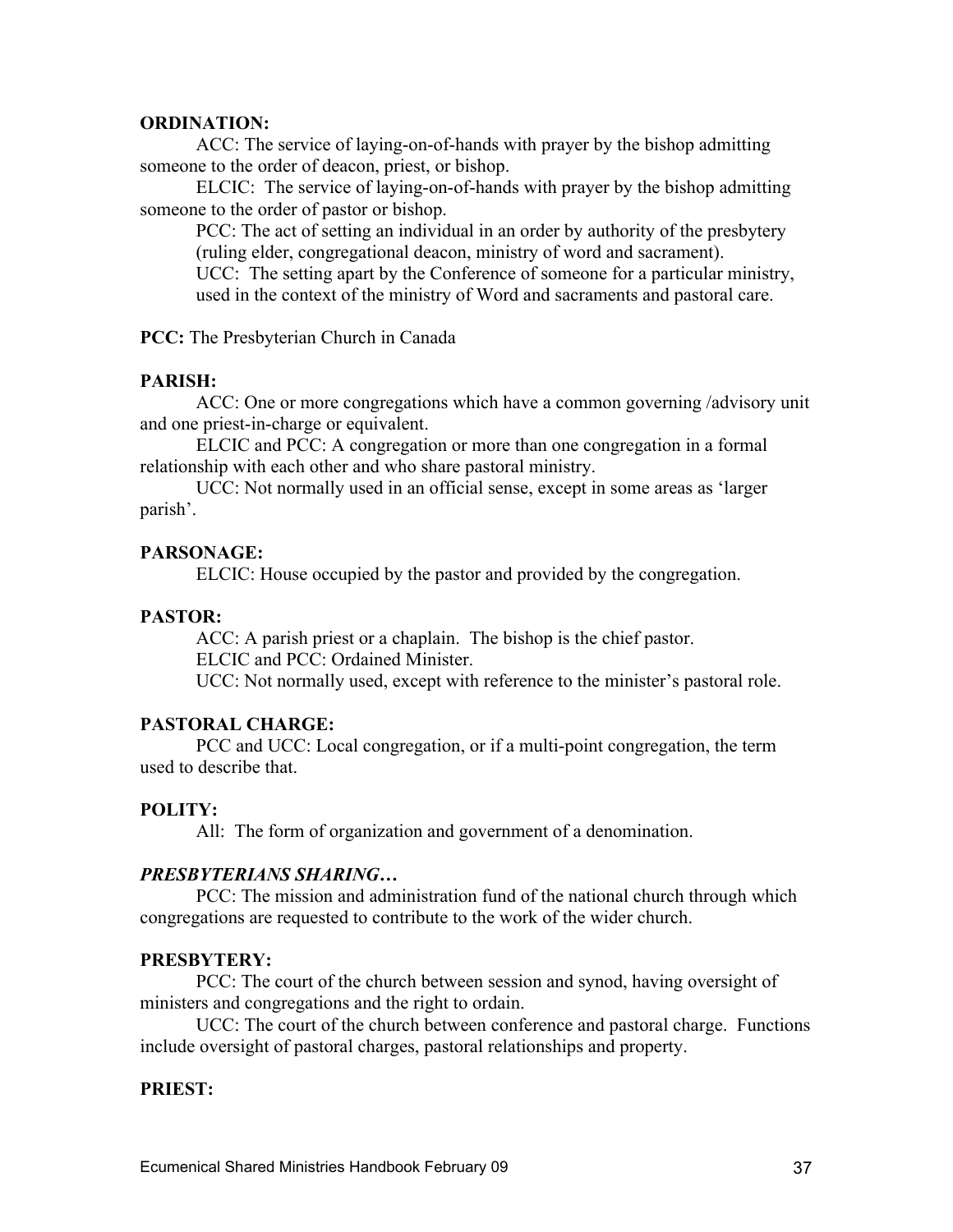**ORDINATION:**

ACC: The service of laying-on-of-hands with prayer by the bishop admitting someone to the order of deacon, priest, or bishop.

ELCIC: The service of laying-on-of-hands with prayer by the bishop admitting someone to the order of pastor or bishop.

PCC: The act of setting an individual in an order by authority of the presbytery (ruling elder, congregational deacon, ministry of word and sacrament).

UCC: The setting apart by the Conference of someone for a particular ministry, used in the context of the ministry of Word and sacraments and pastoral care.

**PCC:** The Presbyterian Church in Canada

**PARISH:**

ACC: One or more congregations which have a common governing /advisory unit and one priest-in-charge or equivalent.

ELCIC and PCC: A congregation or more than one congregation in a formal relationship with each other and who share pastoral ministry.

UCC: Not normally used in an official sense, except in some areas as 'larger parish'.

**PARSONAGE:**

ELCIC: House occupied by the pastor and provided by the congregation.

**PASTOR:**

ACC: A parish priest or a chaplain. The bishop is the chief pastor.

ELCIC and PCC: Ordained Minister.

UCC: Not normally used, except with reference to the minister's pastoral role.

**PASTORAL CHARGE:**

PCC and UCC: Local congregation, or if a multi-point congregation, the term used to describe that.

**POLITY:**

All: The form of organization and government of a denomination.

***PRESBYTERIANS SHARING…***

PCC: The mission and administration fund of the national church through which congregations are requested to contribute to the work of the wider church.

**PRESBYTERY:**

PCC: The court of the church between session and synod, having oversight of ministers and congregations and the right to ordain.

UCC: The court of the church between conference and pastoral charge. Functions include oversight of pastoral charges, pastoral relationships and property.

**PRIEST:**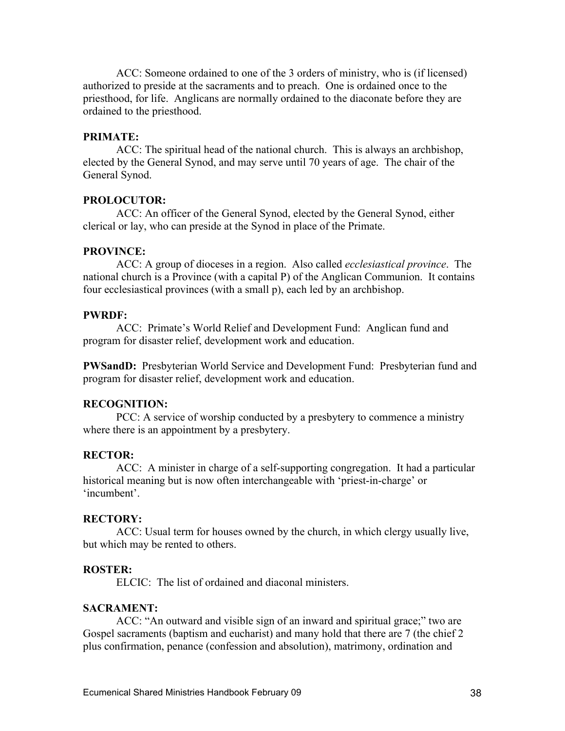ACC: Someone ordained to one of the 3 orders of ministry, who is (if licensed) authorized to preside at the sacraments and to preach. One is ordained once to the priesthood, for life. Anglicans are normally ordained to the diaconate before they are ordained to the priesthood.

**PRIMATE:**

ACC: The spiritual head of the national church. This is always an archbishop, elected by the General Synod, and may serve until 70 years of age. The chair of the General Synod.

**PROLOCUTOR:**

ACC: An officer of the General Synod, elected by the General Synod, either clerical or lay, who can preside at the Synod in place of the Primate.

**PROVINCE:**

ACC: A group of dioceses in a region. Also called *ecclesiastical province*. The national church is a Province (with a capital P) of the Anglican Communion. It contains four ecclesiastical provinces (with a small p), each led by an archbishop.

**PWRDF:**

ACC: Primate's World Relief and Development Fund: Anglican fund and program for disaster relief, development work and education.

**PWSandD:** Presbyterian World Service and Development Fund: Presbyterian fund and program for disaster relief, development work and education.

**RECOGNITION:**

PCC: A service of worship conducted by a presbytery to commence a ministry where there is an appointment by a presbytery.

**RECTOR:**

ACC: A minister in charge of a self-supporting congregation. It had a particular historical meaning but is now often interchangeable with 'priest-in-charge' or 'incumbent'.

**RECTORY:**

ACC: Usual term for houses owned by the church, in which clergy usually live, but which may be rented to others.

**ROSTER:**

ELCIC: The list of ordained and diaconal ministers.

**SACRAMENT:**

ACC: "An outward and visible sign of an inward and spiritual grace;" two are Gospel sacraments (baptism and eucharist) and many hold that there are 7 (the chief 2 plus confirmation, penance (confession and absolution), matrimony, ordination and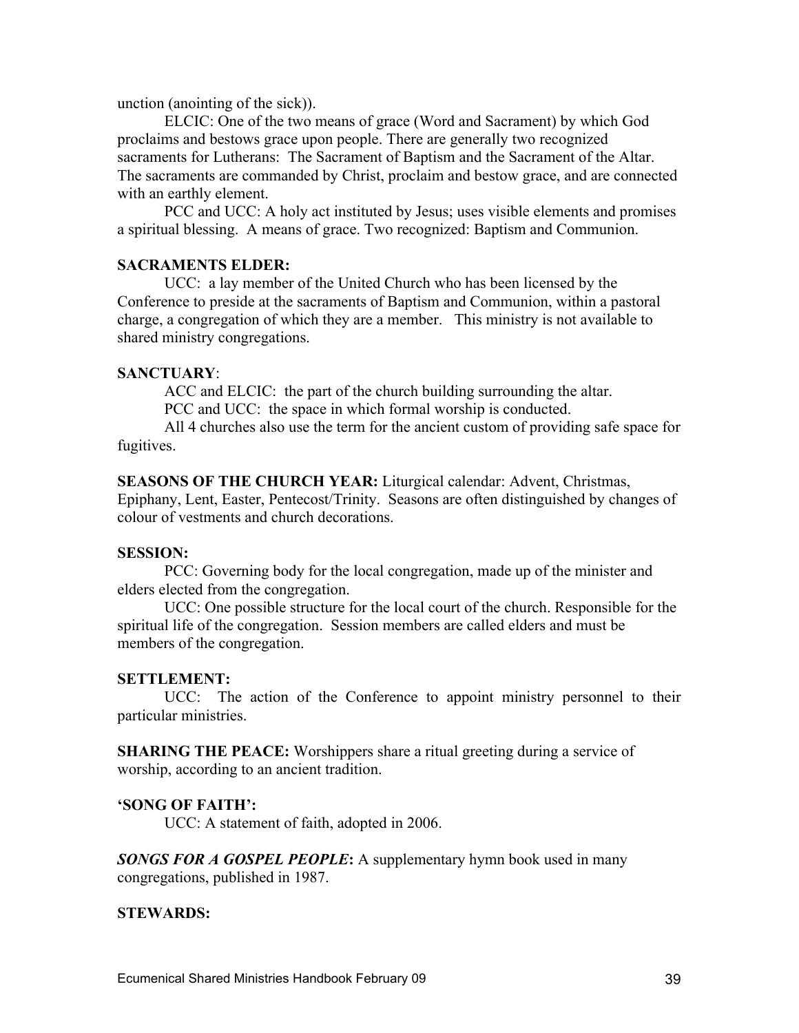unction (anointing of the sick)).

ELCIC: One of the two means of grace (Word and Sacrament) by which God proclaims and bestows grace upon people. There are generally two recognized sacraments for Lutherans: The Sacrament of Baptism and the Sacrament of the Altar. The sacraments are commanded by Christ, proclaim and bestow grace, and are connected with an earthly element.

PCC and UCC: A holy act instituted by Jesus; uses visible elements and promises a spiritual blessing. A means of grace. Two recognized: Baptism and Communion.

**SACRAMENTS ELDER:**

UCC: a lay member of the United Church who has been licensed by the Conference to preside at the sacraments of Baptism and Communion, within a pastoral charge, a congregation of which they are a member. This ministry is not available to shared ministry congregations.

**SANCTUARY**:

ACC and ELCIC: the part of the church building surrounding the altar.

PCC and UCC: the space in which formal worship is conducted.

All 4 churches also use the term for the ancient custom of providing safe space for fugitives.

**SEASONS OF THE CHURCH YEAR:** Liturgical calendar: Advent, Christmas, Epiphany, Lent, Easter, Pentecost/Trinity. Seasons are often distinguished by changes of colour of vestments and church decorations.

**SESSION:**

PCC: Governing body for the local congregation, made up of the minister and elders elected from the congregation.

UCC: One possible structure for the local court of the church. Responsible for the spiritual life of the congregation. Session members are called elders and must be members of the congregation.

**SETTLEMENT:**

UCC: The action of the Conference to appoint ministry personnel to their particular ministries.

**SHARING THE PEACE:** Worshippers share a ritual greeting during a service of worship, according to an ancient tradition.

**'SONG OF FAITH':**

UCC: A statement of faith, adopted in 2006.

***SONGS FOR A GOSPEL PEOPLE*:** A supplementary hymn book used in many congregations, published in 1987.

**STEWARDS:**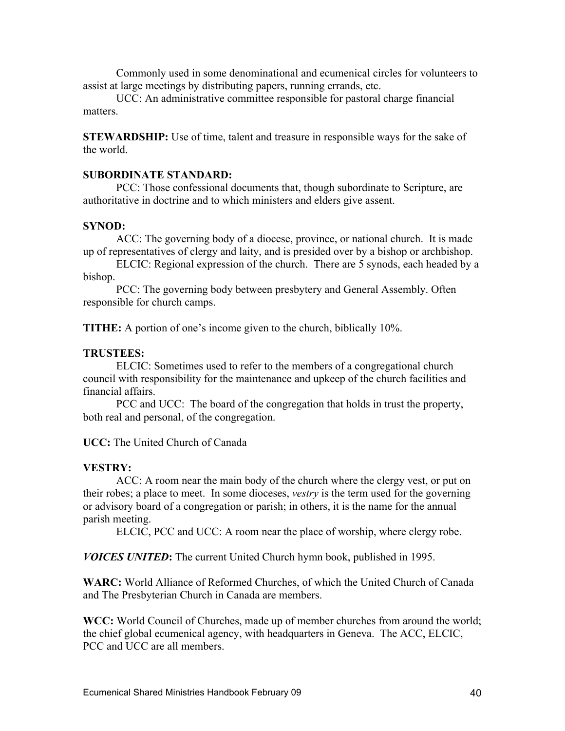Commonly used in some denominational and ecumenical circles for volunteers to assist at large meetings by distributing papers, running errands, etc.

UCC: An administrative committee responsible for pastoral charge financial matters.

**STEWARDSHIP:** Use of time, talent and treasure in responsible ways for the sake of the world.

**SUBORDINATE STANDARD:**

PCC: Those confessional documents that, though subordinate to Scripture, are authoritative in doctrine and to which ministers and elders give assent.

**SYNOD:**

ACC: The governing body of a diocese, province, or national church. It is made up of representatives of clergy and laity, and is presided over by a bishop or archbishop.

ELCIC: Regional expression of the church. There are 5 synods, each headed by a bishop.

PCC: The governing body between presbytery and General Assembly. Often responsible for church camps.

**TITHE:** A portion of one's income given to the church, biblically 10%.

**TRUSTEES:**

ELCIC: Sometimes used to refer to the members of a congregational church council with responsibility for the maintenance and upkeep of the church facilities and financial affairs.

PCC and UCC: The board of the congregation that holds in trust the property, both real and personal, of the congregation.

**UCC:** The United Church of Canada

**VESTRY:**

ACC: A room near the main body of the church where the clergy vest, or put on their robes; a place to meet. In some dioceses, *vestry* is the term used for the governing or advisory board of a congregation or parish; in others, it is the name for the annual parish meeting.

ELCIC, PCC and UCC: A room near the place of worship, where clergy robe.

***VOICES UNITED*:** The current United Church hymn book, published in 1995.

**WARC:** World Alliance of Reformed Churches, of which the United Church of Canada and The Presbyterian Church in Canada are members.

**WCC:** World Council of Churches, made up of member churches from around the world; the chief global ecumenical agency, with headquarters in Geneva. The ACC, ELCIC, PCC and UCC are all members.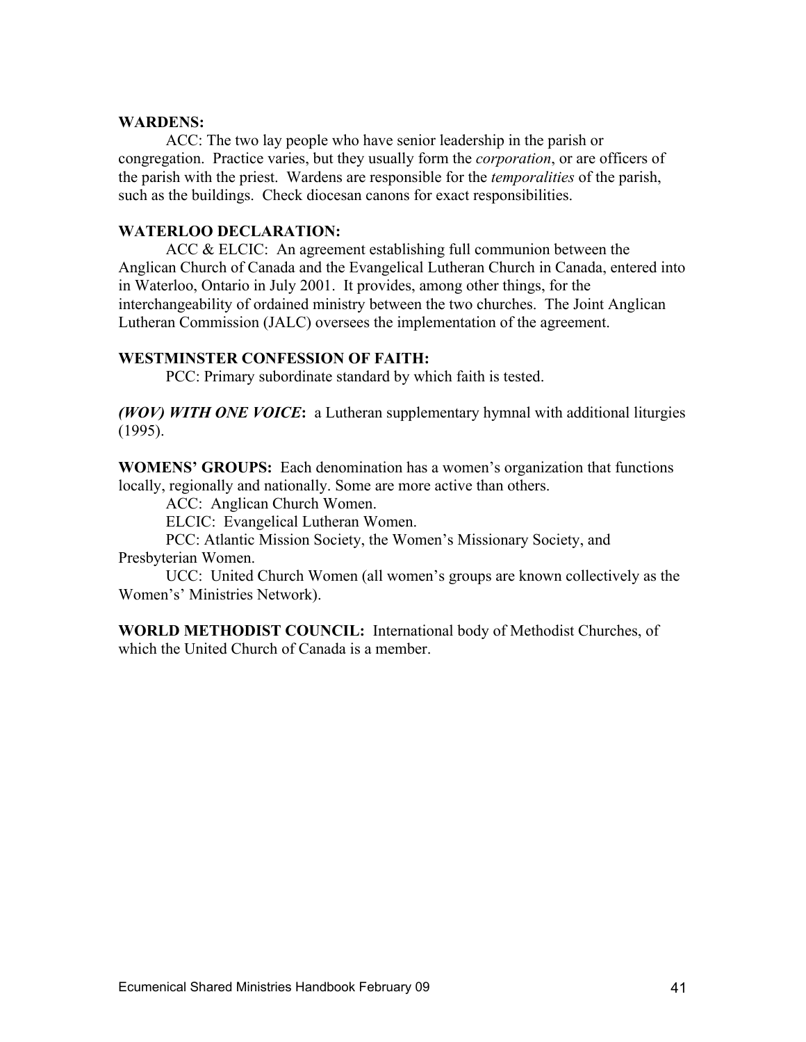**WARDENS:**

ACC: The two lay people who have senior leadership in the parish or congregation. Practice varies, but they usually form the *corporation*, or are officers of the parish with the priest. Wardens are responsible for the *temporalities* of the parish, such as the buildings. Check diocesan canons for exact responsibilities.

**WATERLOO DECLARATION:**

ACC & ELCIC: An agreement establishing full communion between the Anglican Church of Canada and the Evangelical Lutheran Church in Canada, entered into in Waterloo, Ontario in July 2001. It provides, among other things, for the interchangeability of ordained ministry between the two churches. The Joint Anglican Lutheran Commission (JALC) oversees the implementation of the agreement.

**WESTMINSTER CONFESSION OF FAITH:**

PCC: Primary subordinate standard by which faith is tested.

***(WOV) WITH ONE VOICE*****:** a Lutheran supplementary hymnal with additional liturgies (1995).

**WOMENS' GROUPS:** Each denomination has a women's organization that functions locally, regionally and nationally. Some are more active than others.

ACC: Anglican Church Women.

ELCIC: Evangelical Lutheran Women.

PCC: Atlantic Mission Society, the Women's Missionary Society, and Presbyterian Women.

UCC: United Church Women (all women's groups are known collectively as the Women's' Ministries Network).

**WORLD METHODIST COUNCIL:** International body of Methodist Churches, of which the United Church of Canada is a member.